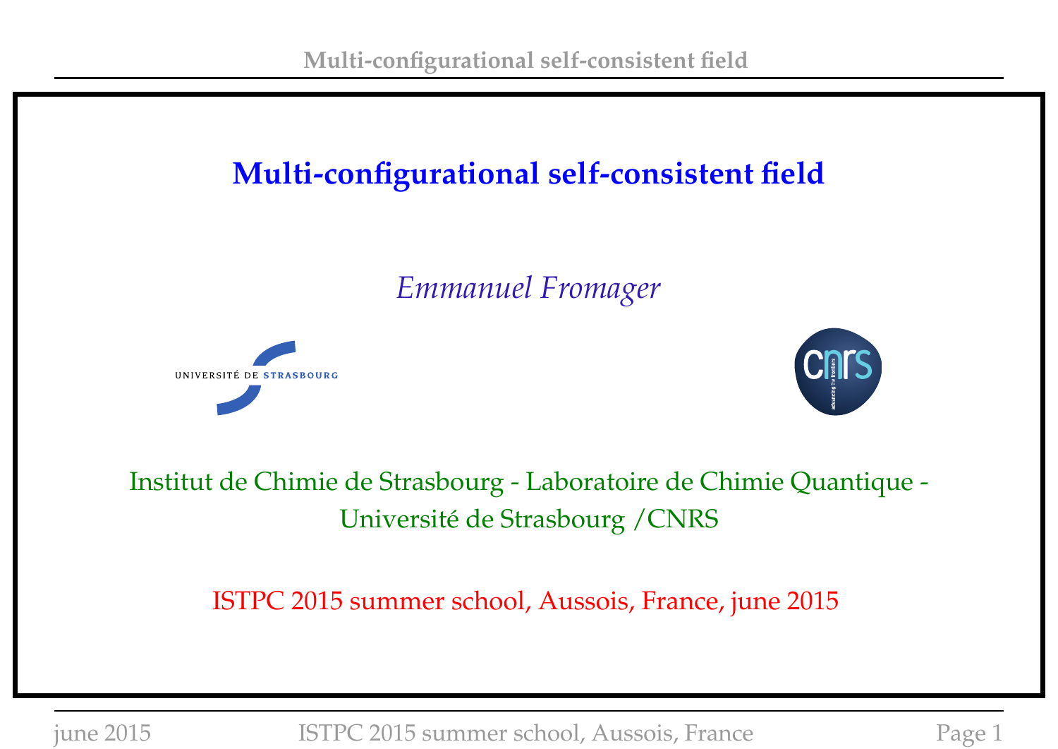# Multi-configurational self-consistent field

*Emmanuel Fromager*

Institut de Chimie de Strasbourg - Laboratoire de Chimie Quantique - Université de Strasbourg /CNRS

ISTPC 2015 summer school, Aussois, France, june 2015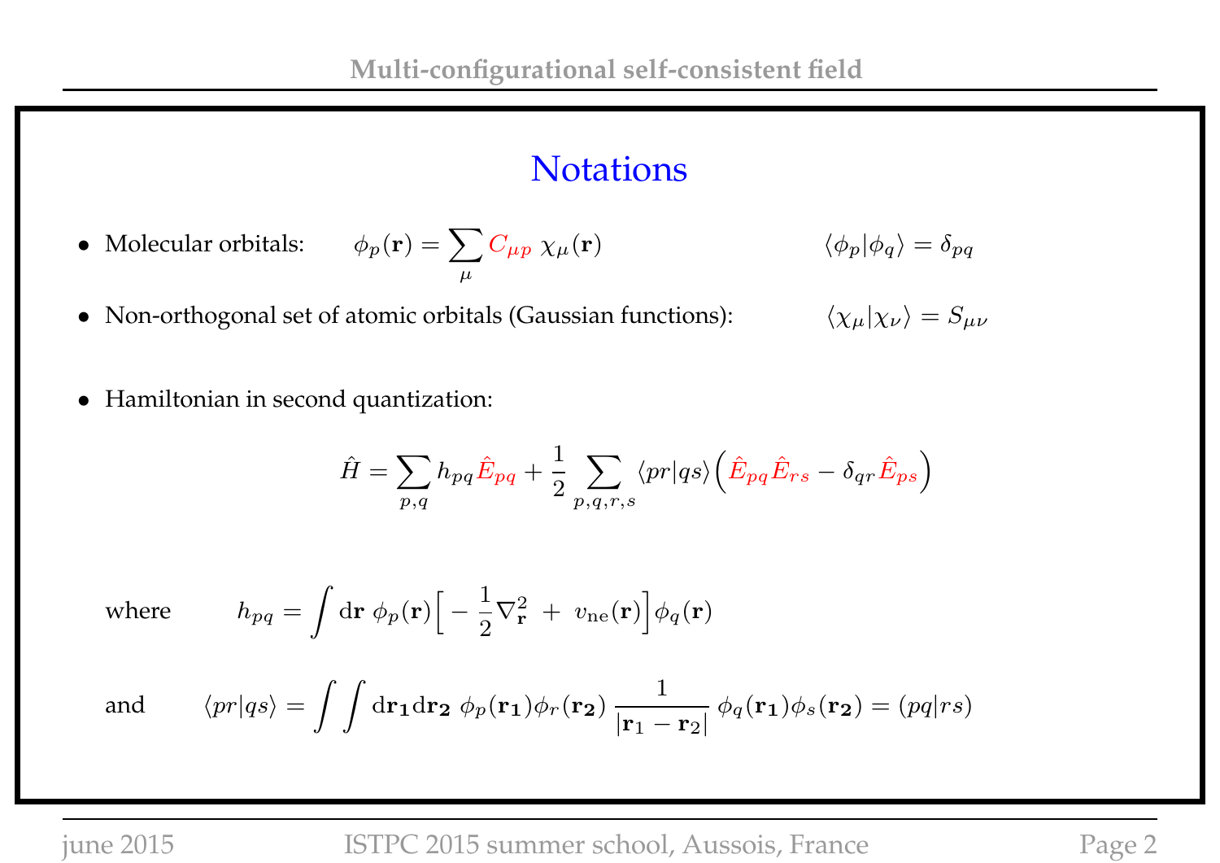## Notations

- Molecular orbitals: $\phi_p(\mathbf{r}) = \sum_\mu C_{\mu p}\, \chi_\mu(\mathbf{r})$ $\qquad \langle \phi_p | \phi_q \rangle = \delta_{pq}$

- Non-orthogonal set of atomic orbitals (Gaussian functions): $\qquad \langle \chi_\mu | \chi_\nu \rangle = S_{\mu\nu}$

- Hamiltonian in second quantization:

$$\hat{H} = \sum_{p,q} h_{pq} \hat{E}_{pq} + \frac{1}{2} \sum_{p,q,r,s} \langle pr|qs \rangle \Big( \hat{E}_{pq}\hat{E}_{rs} - \delta_{qr} \hat{E}_{ps} \Big)$$

where $\qquad h_{pq} = \int \mathrm{d}\mathbf{r}\ \phi_p(\mathbf{r}) \Big[ -\frac{1}{2}\nabla^2_{\mathbf{r}} \ + \ v_{\mathrm{ne}}(\mathbf{r}) \Big] \phi_q(\mathbf{r})$

and $\qquad \langle pr|qs \rangle = \int\int \mathrm{d}\mathbf{r_1}\mathrm{d}\mathbf{r_2}\ \phi_p(\mathbf{r_1})\phi_r(\mathbf{r_2})\ \frac{1}{|\mathbf{r}_1 - \mathbf{r}_2|}\ \phi_q(\mathbf{r_1})\phi_s(\mathbf{r_2}) = (pq|rs)$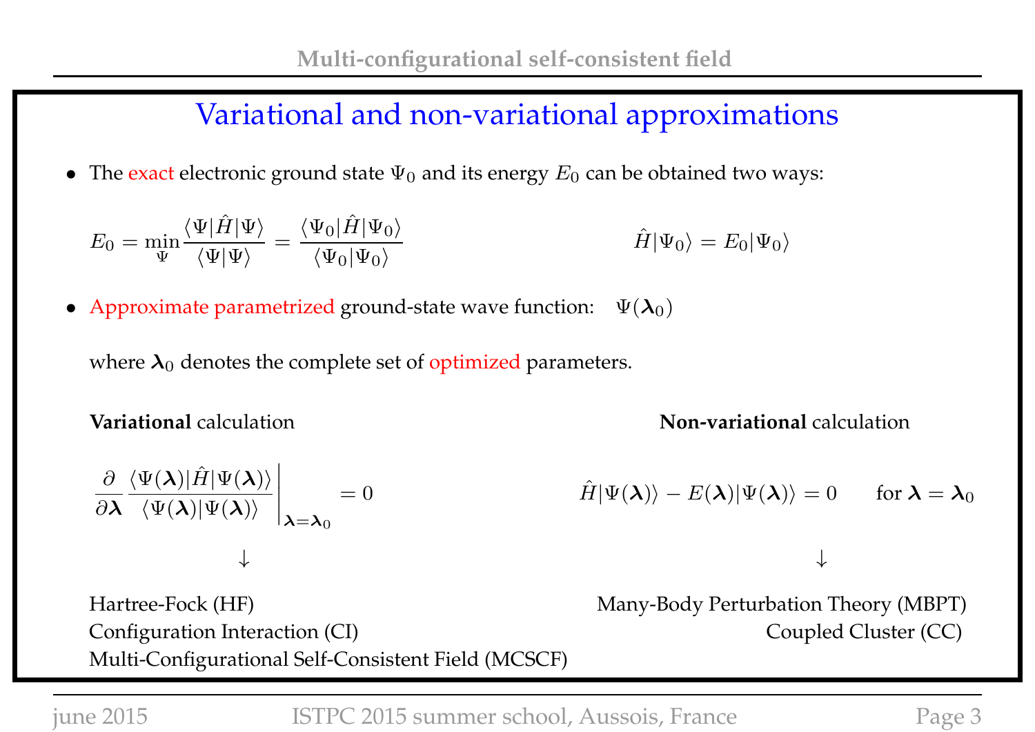## Variational and non-variational approximations

- The exact electronic ground state $\Psi_0$ and its energy $E_0$ can be obtained two ways:

$$E_0 = \min_{\Psi} \frac{\langle \Psi | \hat{H} | \Psi \rangle}{\langle \Psi | \Psi \rangle} = \frac{\langle \Psi_0 | \hat{H} | \Psi_0 \rangle}{\langle \Psi_0 | \Psi_0 \rangle}$$

$$\hat{H} | \Psi_0 \rangle = E_0 | \Psi_0 \rangle$$

- Approximate parametrized ground-state wave function: $\Psi(\boldsymbol{\lambda}_0)$

  where $\boldsymbol{\lambda}_0$ denotes the complete set of optimized parameters.

**Variational** calculation

$$\left. \frac{\partial}{\partial \boldsymbol{\lambda}} \frac{\langle \Psi(\boldsymbol{\lambda}) | \hat{H} | \Psi(\boldsymbol{\lambda}) \rangle}{\langle \Psi(\boldsymbol{\lambda}) | \Psi(\boldsymbol{\lambda}) \rangle} \right|_{\boldsymbol{\lambda} = \boldsymbol{\lambda}_0} = 0$$

$$\downarrow$$

Hartree-Fock (HF)
Configuration Interaction (CI)
Multi-Configurational Self-Consistent Field (MCSCF)

**Non-variational** calculation

$$\hat{H} | \Psi(\boldsymbol{\lambda}) \rangle - E(\boldsymbol{\lambda}) | \Psi(\boldsymbol{\lambda}) \rangle = 0 \qquad \text{for } \boldsymbol{\lambda} = \boldsymbol{\lambda}_0$$

$$\downarrow$$

Many-Body Perturbation Theory (MBPT)
Coupled Cluster (CC)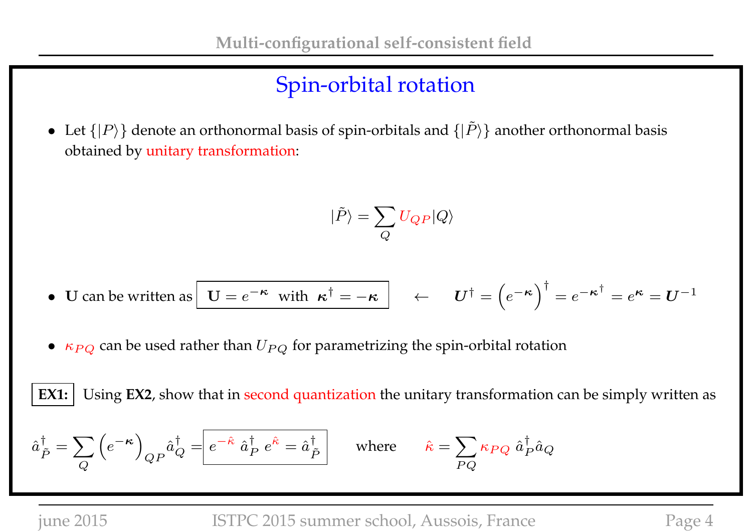## Spin-orbital rotation

- Let $\{|P\rangle\}$ denote an orthonormal basis of spin-orbitals and $\{|\tilde{P}\rangle\}$ another orthonormal basis obtained by unitary transformation:

$$|\tilde{P}\rangle = \sum_Q U_{QP} |Q\rangle$$

- **U** can be written as $\boxed{\mathbf{U} = e^{-\boldsymbol{\kappa}} \ \text{with} \ \boldsymbol{\kappa}^\dagger = -\boldsymbol{\kappa}}$ $\quad \leftarrow \quad \boldsymbol{U}^\dagger = \left(e^{-\boldsymbol{\kappa}}\right)^\dagger = e^{-\boldsymbol{\kappa}^\dagger} = e^{\boldsymbol{\kappa}} = \boldsymbol{U}^{-1}$

- $\kappa_{PQ}$ can be used rather than $U_{PQ}$ for parametrizing the spin-orbital rotation

**EX1:** Using **EX2**, show that in second quantization the unitary transformation can be simply written as

$$\hat{a}^\dagger_{\tilde{P}} = \sum_Q \left(e^{-\boldsymbol{\kappa}}\right)_{QP} \hat{a}^\dagger_Q = \boxed{e^{-\hat{\kappa}} \ \hat{a}^\dagger_P \ e^{\hat{\kappa}} = \hat{a}^\dagger_{\tilde{P}}} \qquad \text{where} \qquad \hat{\kappa} = \sum_{PQ} \kappa_{PQ} \ \hat{a}^\dagger_P \hat{a}_Q$$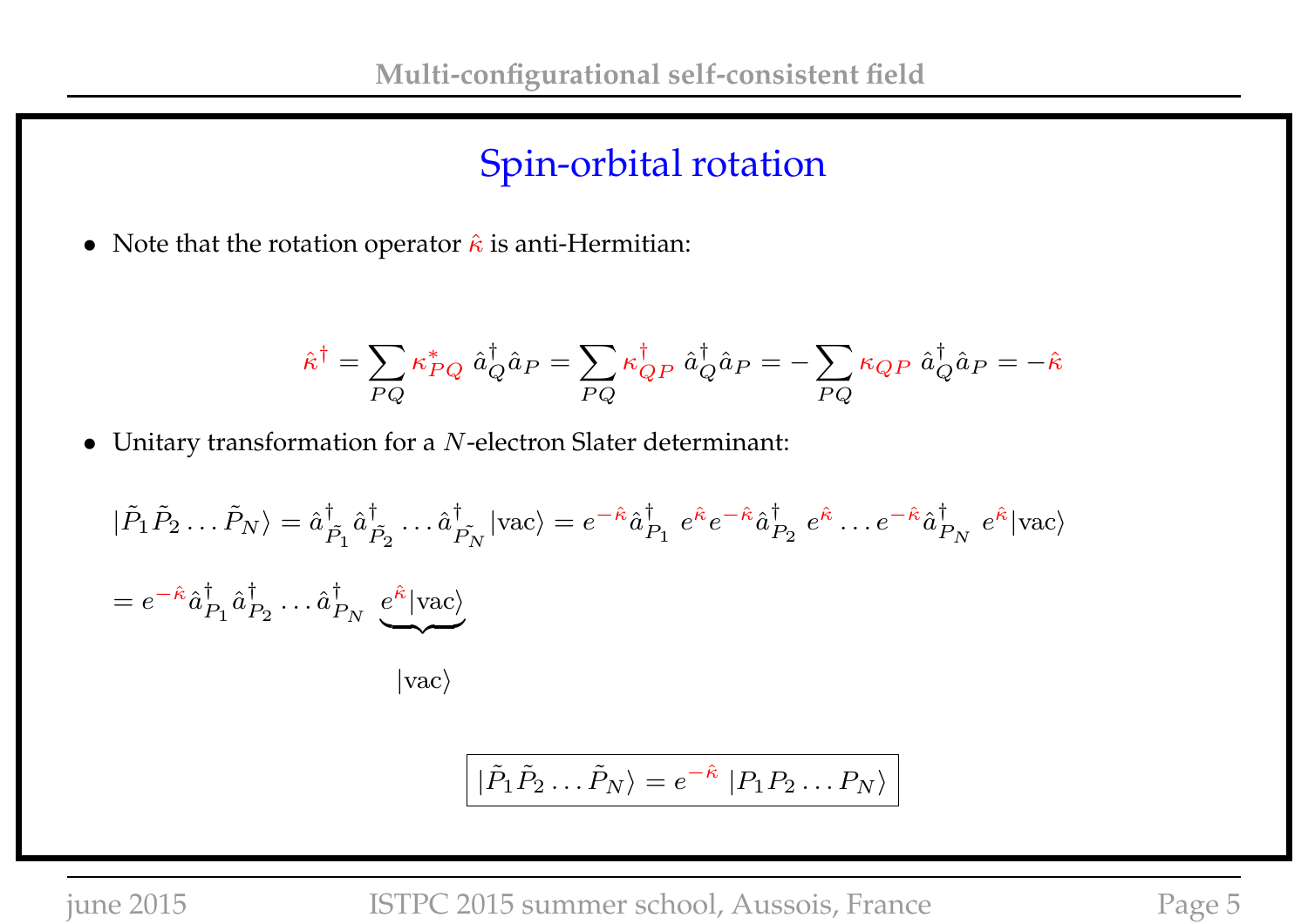## Spin-orbital rotation

- Note that the rotation operator $\hat{\kappa}$ is anti-Hermitian:

$$\hat{\kappa}^\dagger = \sum_{PQ} \kappa^*_{PQ}\ \hat{a}^\dagger_Q \hat{a}_P = \sum_{PQ} \kappa^\dagger_{QP}\ \hat{a}^\dagger_Q \hat{a}_P = -\sum_{PQ} \kappa_{QP}\ \hat{a}^\dagger_Q \hat{a}_P = -\hat{\kappa}$$

- Unitary transformation for a $N$-electron Slater determinant:

$$|\tilde{P}_1 \tilde{P}_2 \ldots \tilde{P}_N\rangle = \hat{a}^\dagger_{\tilde{P}_1} \hat{a}^\dagger_{\tilde{P}_2} \ldots \hat{a}^\dagger_{\tilde{P}_N} |\text{vac}\rangle = e^{-\hat{\kappa}} \hat{a}^\dagger_{P_1}\ e^{\hat{\kappa}} e^{-\hat{\kappa}} \hat{a}^\dagger_{P_2}\ e^{\hat{\kappa}} \ldots e^{-\hat{\kappa}} \hat{a}^\dagger_{P_N}\ e^{\hat{\kappa}} |\text{vac}\rangle$$

$$= e^{-\hat{\kappa}} \hat{a}^\dagger_{P_1} \hat{a}^\dagger_{P_2} \ldots \hat{a}^\dagger_{P_N}\ \underbrace{e^{\hat{\kappa}} |\text{vac}\rangle}_{|\text{vac}\rangle}$$

$$\boxed{|\tilde{P}_1 \tilde{P}_2 \ldots \tilde{P}_N\rangle = e^{-\hat{\kappa}}\ |P_1 P_2 \ldots P_N\rangle}$$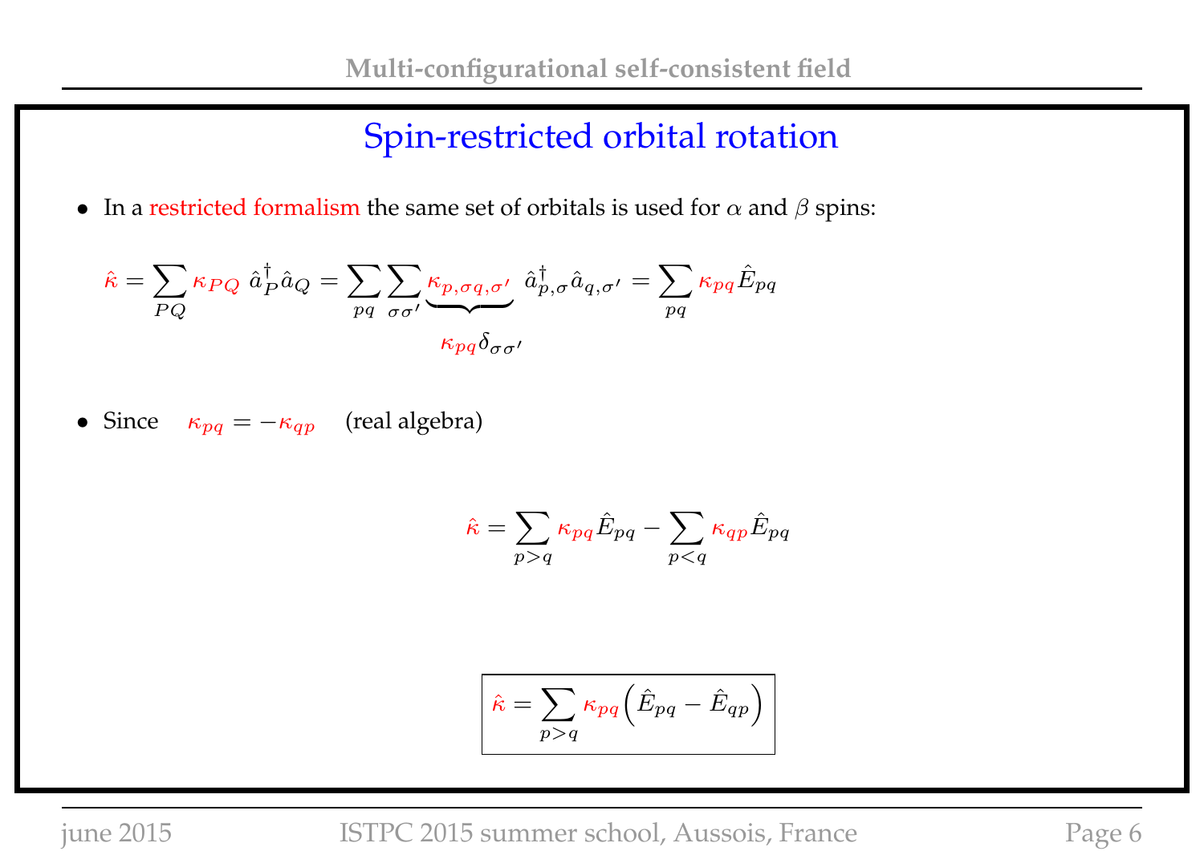# Spin-restricted orbital rotation

- In a restricted formalism the same set of orbitals is used for $\alpha$ and $\beta$ spins:

$$\hat{\kappa} = \sum_{PQ} \kappa_{PQ} \; \hat{a}^\dagger_P \hat{a}_Q = \sum_{pq} \sum_{\sigma\sigma'} \underbrace{\kappa_{p,\sigma q,\sigma'}}_{\kappa_{pq}\delta_{\sigma\sigma'}} \; \hat{a}^\dagger_{p,\sigma} \hat{a}_{q,\sigma'} = \sum_{pq} \kappa_{pq} \hat{E}_{pq}$$

- Since $\kappa_{pq} = -\kappa_{qp}$ (real algebra)

$$\hat{\kappa} = \sum_{p>q} \kappa_{pq} \hat{E}_{pq} - \sum_{p<q} \kappa_{qp} \hat{E}_{pq}$$

$$\boxed{\hat{\kappa} = \sum_{p>q} \kappa_{pq} \left( \hat{E}_{pq} - \hat{E}_{qp} \right)}$$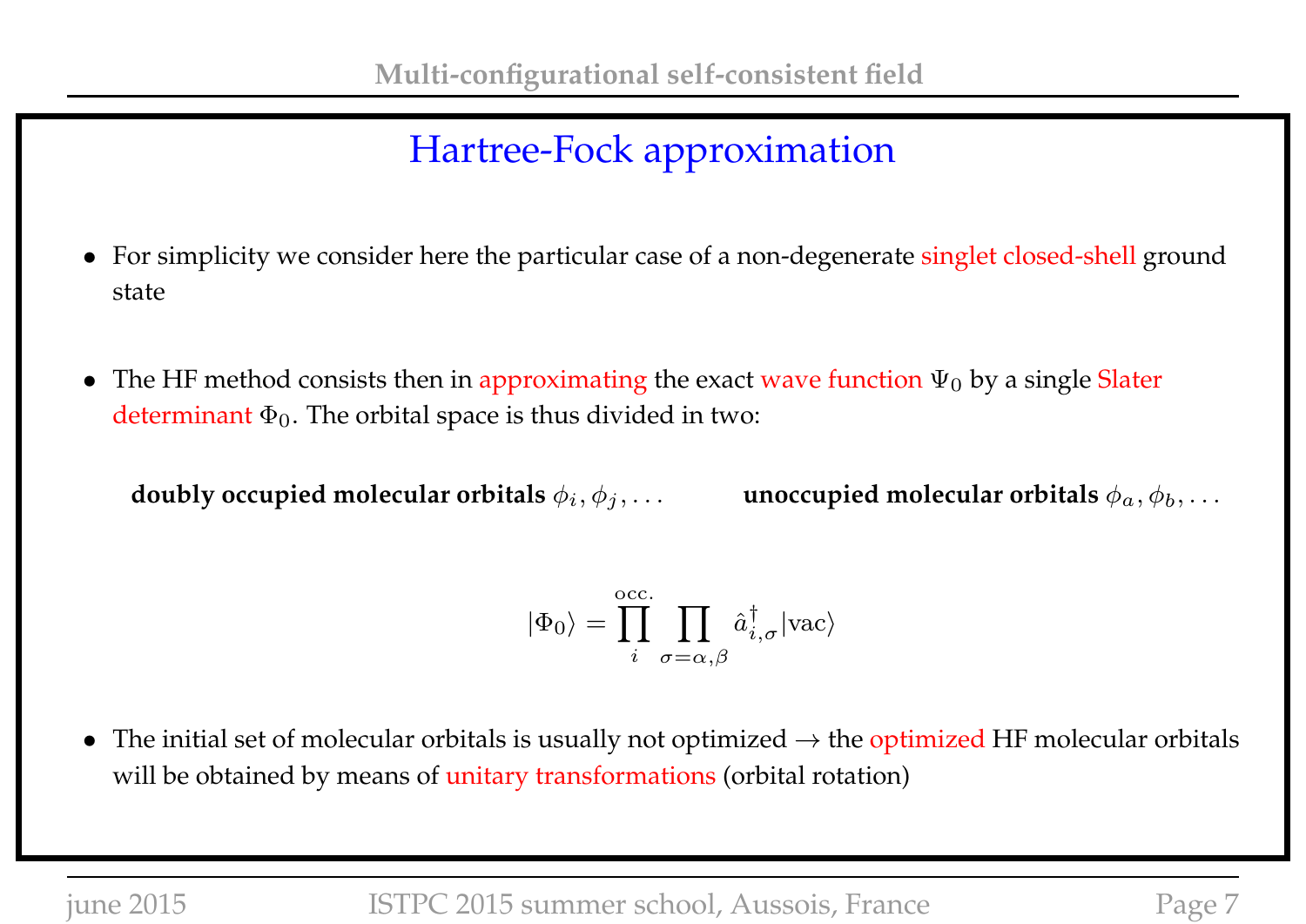## Hartree-Fock approximation

- For simplicity we consider here the particular case of a non-degenerate singlet closed-shell ground state

- The HF method consists then in approximating the exact wave function $\Psi_0$ by a single Slater determinant $\Phi_0$. The orbital space is thus divided in two:

**doubly occupied molecular orbitals** $\phi_i, \phi_j, \ldots$ **unoccupied molecular orbitals** $\phi_a, \phi_b, \ldots$

$$|\Phi_0\rangle = \prod_{i}^{\text{occ.}} \prod_{\sigma=\alpha,\beta} \hat{a}^{\dagger}_{i,\sigma} |\text{vac}\rangle$$

- The initial set of molecular orbitals is usually not optimized $\rightarrow$ the optimized HF molecular orbitals will be obtained by means of unitary transformations (orbital rotation)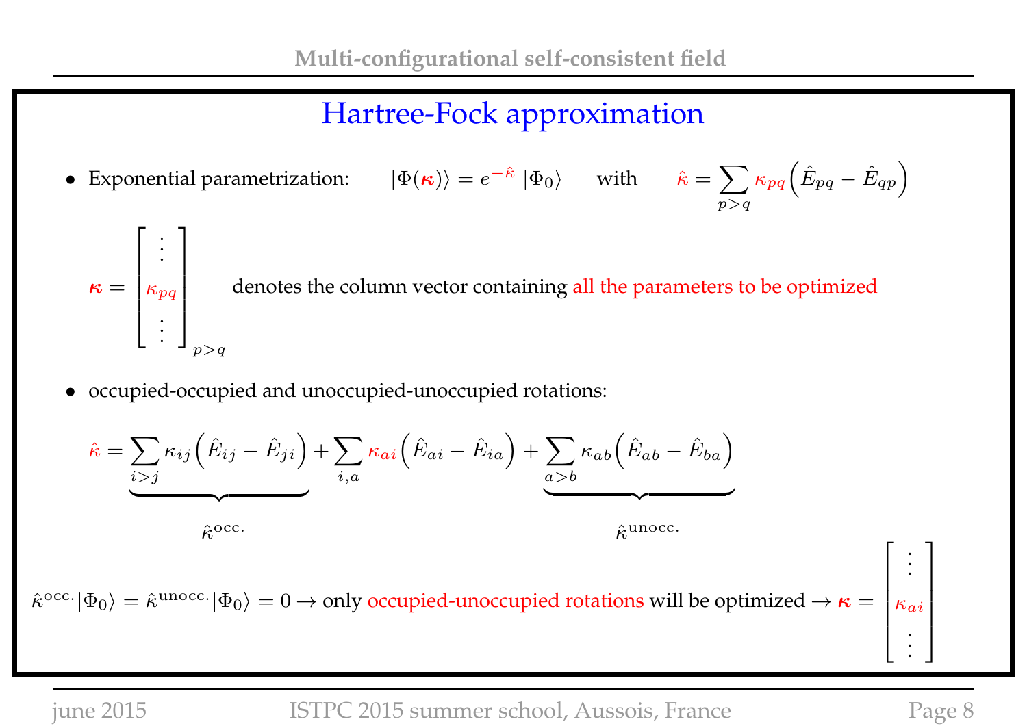# Hartree-Fock approximation

- Exponential parametrization: $|\Phi(\boldsymbol{\kappa})\rangle = e^{-\hat{\kappa}}\,|\Phi_0\rangle$ with $\hat{\kappa} = \sum_{p>q} \kappa_{pq}\Big(\hat{E}_{pq} - \hat{E}_{qp}\Big)$

$$\boldsymbol{\kappa} = \begin{bmatrix} \vdots \\ \kappa_{pq} \\ \vdots \end{bmatrix}_{p>q}$$

denotes the column vector containing all the parameters to be optimized

- occupied-occupied and unoccupied-unoccupied rotations:

$$\hat{\kappa} = \underbrace{\sum_{i>j} \kappa_{ij}\Big(\hat{E}_{ij} - \hat{E}_{ji}\Big)}_{\hat{\kappa}^{\text{occ.}}} + \sum_{i,a} \kappa_{ai}\Big(\hat{E}_{ai} - \hat{E}_{ia}\Big) + \underbrace{\sum_{a>b} \kappa_{ab}\Big(\hat{E}_{ab} - \hat{E}_{ba}\Big)}_{\hat{\kappa}^{\text{unocc.}}}$$

$\hat{\kappa}^{\text{occ.}}|\Phi_0\rangle = \hat{\kappa}^{\text{unocc.}}|\Phi_0\rangle = 0 \rightarrow$ only occupied-unoccupied rotations will be optimized $\rightarrow \boldsymbol{\kappa} = \begin{bmatrix} \vdots \\ \kappa_{ai} \\ \vdots \end{bmatrix}$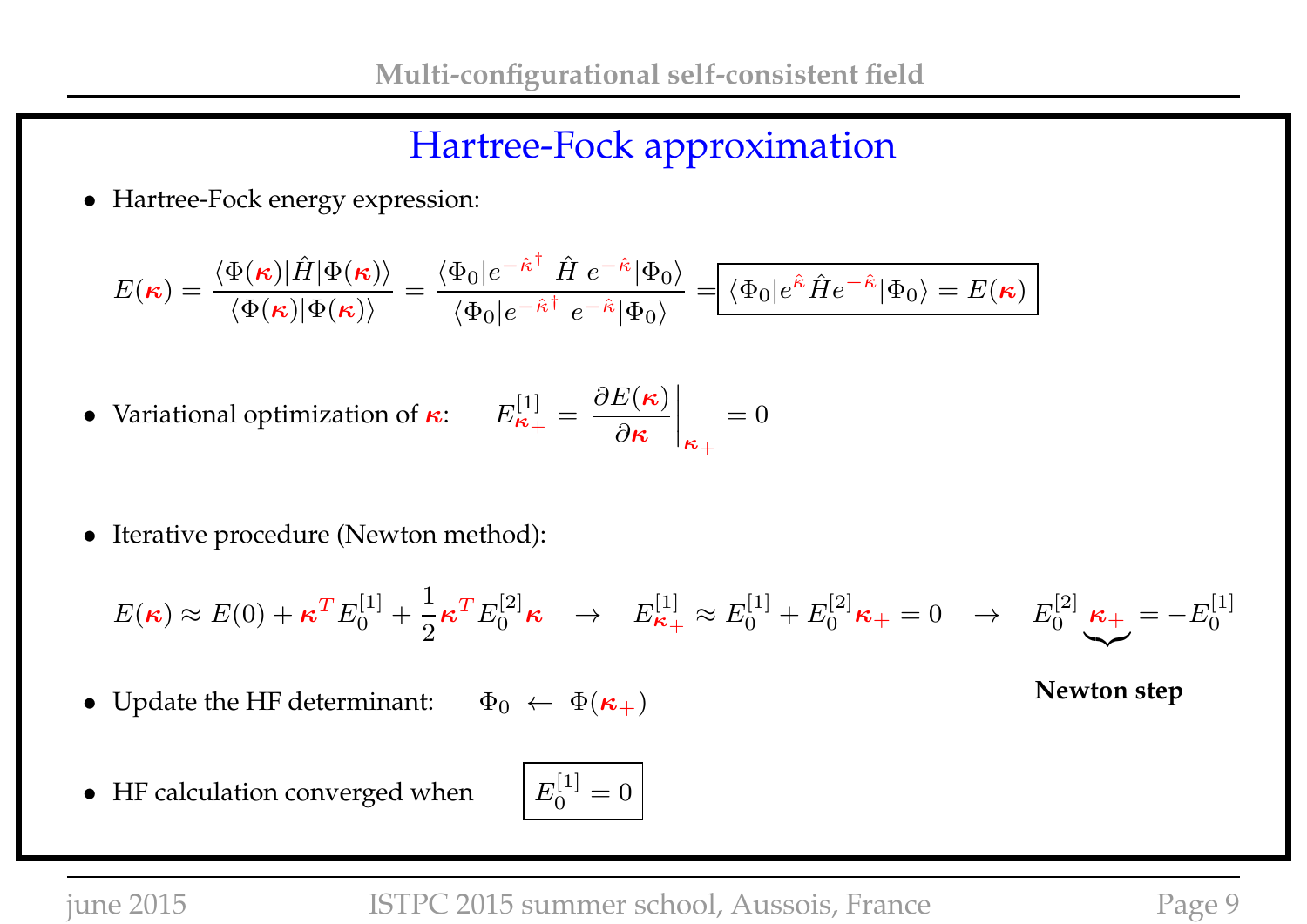# Hartree-Fock approximation

- Hartree-Fock energy expression:

$$E(\boldsymbol{\kappa}) = \frac{\langle \Phi(\boldsymbol{\kappa})|\hat{H}|\Phi(\boldsymbol{\kappa})\rangle}{\langle \Phi(\boldsymbol{\kappa})|\Phi(\boldsymbol{\kappa})\rangle} = \frac{\langle \Phi_0|e^{-\hat{\kappa}^\dagger}\ \hat{H}\ e^{-\hat{\kappa}}|\Phi_0\rangle}{\langle \Phi_0|e^{-\hat{\kappa}^\dagger}\ e^{-\hat{\kappa}}|\Phi_0\rangle} = \boxed{\langle \Phi_0|e^{\hat{\kappa}}\hat{H}e^{-\hat{\kappa}}|\Phi_0\rangle = E(\boldsymbol{\kappa})}$$

- Variational optimization of $\boldsymbol{\kappa}$: $\quad E^{[1]}_{\boldsymbol{\kappa}_+} = \left.\dfrac{\partial E(\boldsymbol{\kappa})}{\partial \boldsymbol{\kappa}}\right|_{\boldsymbol{\kappa}_+} = 0$

- Iterative procedure (Newton method):

$$E(\boldsymbol{\kappa}) \approx E(0) + \boldsymbol{\kappa}^T E^{[1]}_0 + \frac{1}{2}\boldsymbol{\kappa}^T E^{[2]}_0 \boldsymbol{\kappa} \quad \rightarrow \quad E^{[1]}_{\boldsymbol{\kappa}_+} \approx E^{[1]}_0 + E^{[2]}_0 \boldsymbol{\kappa}_+ = 0 \quad \rightarrow \quad E^{[2]}_0 \underbrace{\boldsymbol{\kappa}_+}_{\textbf{Newton step}} = -E^{[1]}_0$$

- Update the HF determinant: $\quad \Phi_0 \leftarrow \Phi(\boldsymbol{\kappa}_+)$

- HF calculation converged when $\quad \boxed{E^{[1]}_0 = 0}$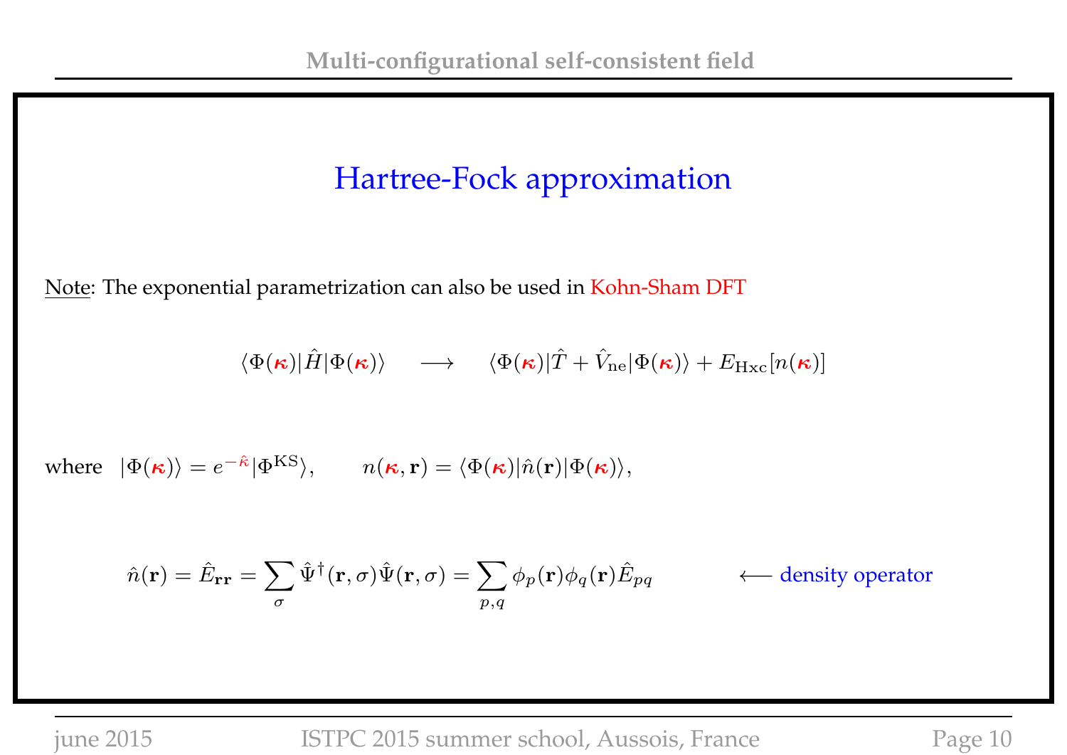## Hartree-Fock approximation

Note: The exponential parametrization can also be used in Kohn-Sham DFT

$$\langle \Phi(\boldsymbol{\kappa})|\hat{H}|\Phi(\boldsymbol{\kappa})\rangle \quad \longrightarrow \quad \langle \Phi(\boldsymbol{\kappa})|\hat{T}+\hat{V}_{\rm ne}|\Phi(\boldsymbol{\kappa})\rangle + E_{\rm Hxc}[n(\boldsymbol{\kappa})]$$

where $|\Phi(\boldsymbol{\kappa})\rangle = e^{-\hat{\kappa}}|\Phi^{\rm KS}\rangle$, $\quad n(\boldsymbol{\kappa},\mathbf{r}) = \langle \Phi(\boldsymbol{\kappa})|\hat{n}(\mathbf{r})|\Phi(\boldsymbol{\kappa})\rangle$,

$$\hat{n}(\mathbf{r}) = \hat{E}_{\mathbf{rr}} = \sum_{\sigma} \hat{\Psi}^{\dagger}(\mathbf{r},\sigma)\hat{\Psi}(\mathbf{r},\sigma) = \sum_{p,q} \phi_p(\mathbf{r})\phi_q(\mathbf{r})\hat{E}_{pq} \qquad \longleftarrow \text{density operator}$$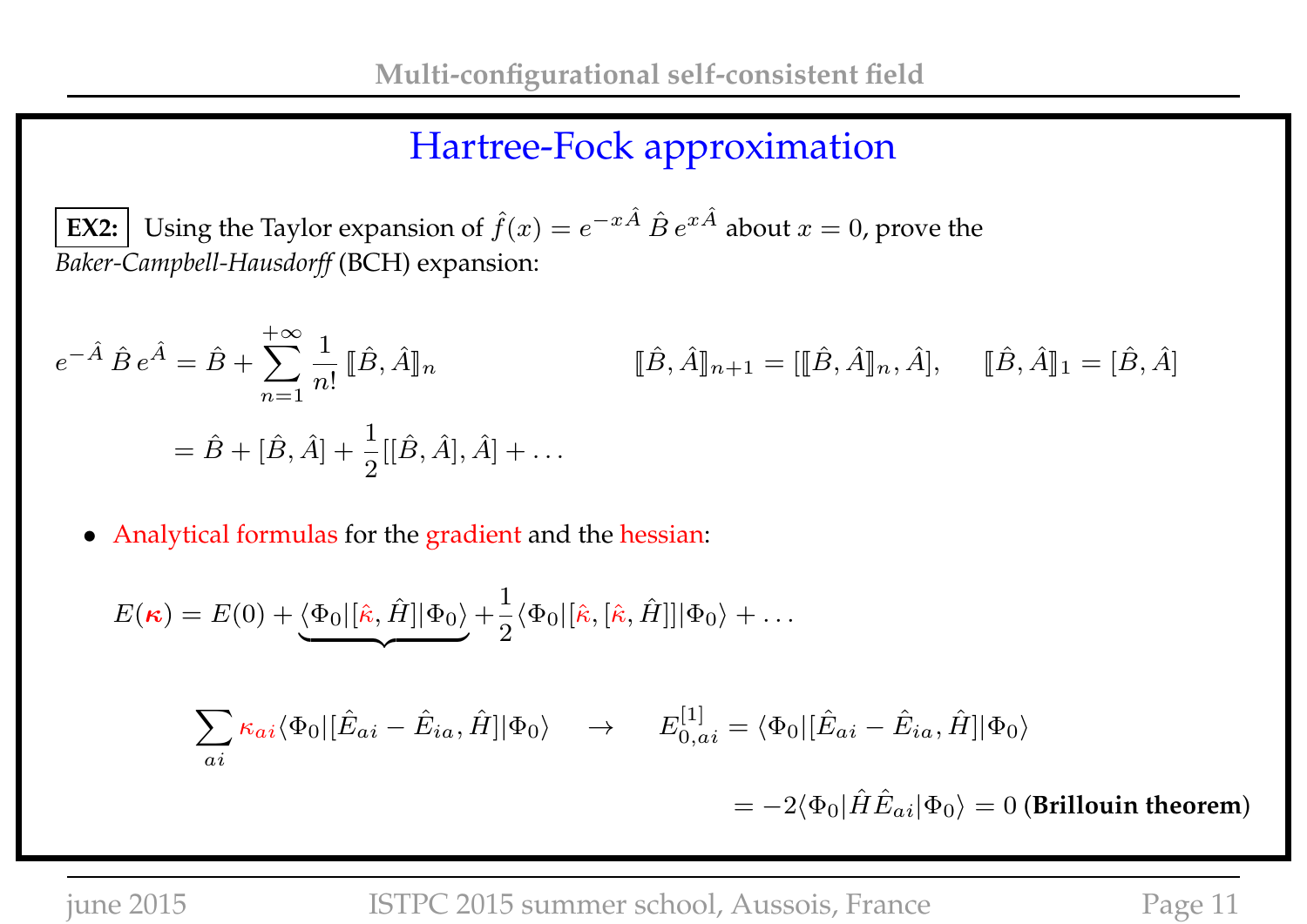## Hartree-Fock approximation

**EX2:** Using the Taylor expansion of $\hat{f}(x) = e^{-x\hat{A}}\,\hat{B}\,e^{x\hat{A}}$ about $x = 0$, prove the *Baker-Campbell-Hausdorff* (BCH) expansion:

$$
e^{-\hat{A}}\,\hat{B}\,e^{\hat{A}} = \hat{B} + \sum_{n=1}^{+\infty} \frac{1}{n!}\,[\![\hat{B},\hat{A}]\!]_n \qquad\qquad [\![\hat{B},\hat{A}]\!]_{n+1} = [[\![\hat{B},\hat{A}]\!]_n,\hat{A}], \quad [\![\hat{B},\hat{A}]\!]_1 = [\hat{B},\hat{A}]
$$

$$
= \hat{B} + [\hat{B},\hat{A}] + \frac{1}{2}[[\hat{B},\hat{A}],\hat{A}] + \ldots
$$

- Analytical formulas for the gradient and the hessian:

$$
E(\boldsymbol{\kappa}) = E(0) + \underbrace{\langle\Phi_0|[\hat{\kappa},\hat{H}]|\Phi_0\rangle}_{} + \frac{1}{2}\langle\Phi_0|[\hat{\kappa},[\hat{\kappa},\hat{H}]]|\Phi_0\rangle + \ldots
$$

$$
\sum_{ai} \kappa_{ai}\langle\Phi_0|[\hat{E}_{ai} - \hat{E}_{ia},\hat{H}]|\Phi_0\rangle \quad \rightarrow \quad E^{[1]}_{0,ai} = \langle\Phi_0|[\hat{E}_{ai} - \hat{E}_{ia},\hat{H}]|\Phi_0\rangle
$$

$$
= -2\langle\Phi_0|\hat{H}\hat{E}_{ai}|\Phi_0\rangle = 0 \text{ (\textbf{Brillouin theorem})}
$$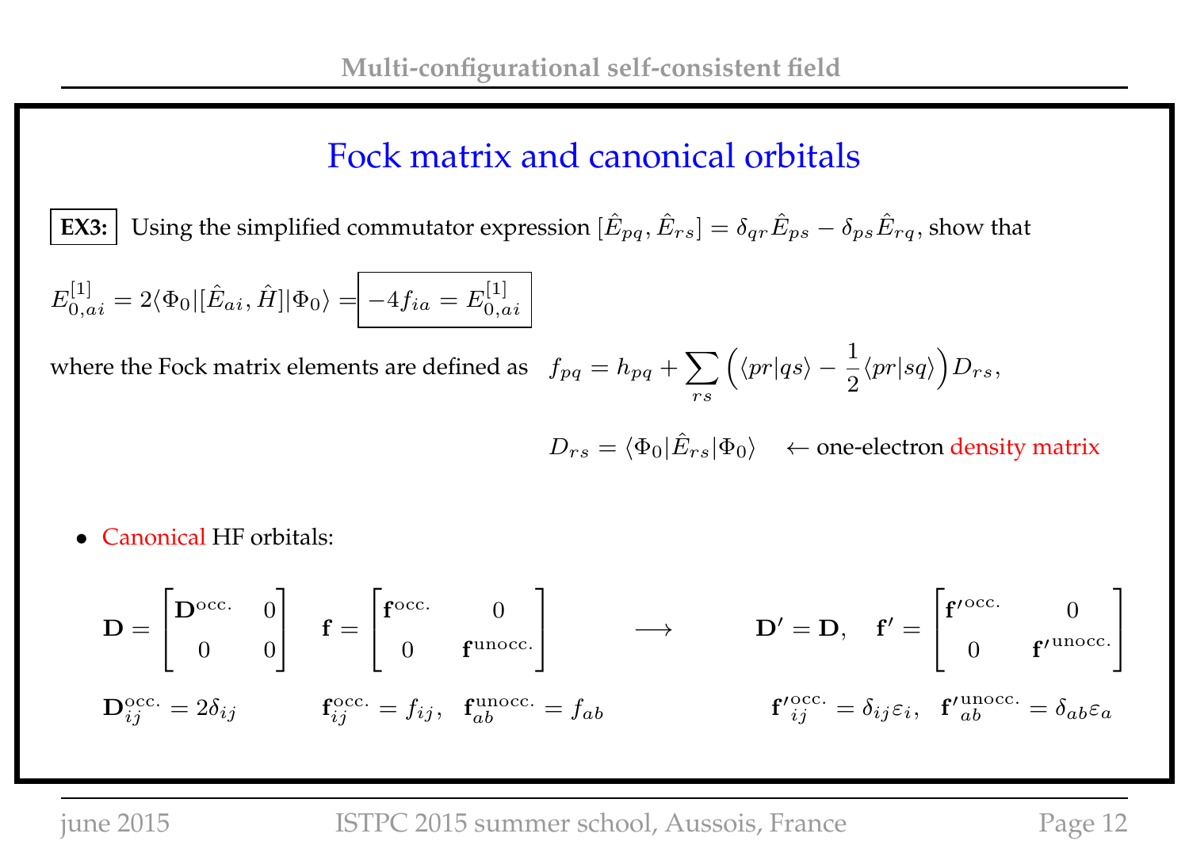## Fock matrix and canonical orbitals

**EX3:** Using the simplified commutator expression $[\hat{E}_{pq}, \hat{E}_{rs}] = \delta_{qr}\hat{E}_{ps} - \delta_{ps}\hat{E}_{rq}$, show that

$$E^{[1]}_{0,ai} = 2\langle\Phi_0|[\hat{E}_{ai}, \hat{H}]|\Phi_0\rangle = \boxed{-4f_{ia} = E^{[1]}_{0,ai}}$$

where the Fock matrix elements are defined as $\quad f_{pq} = h_{pq} + \sum_{rs}\Big(\langle pr|qs\rangle - \frac{1}{2}\langle pr|sq\rangle\Big)D_{rs},$

$$D_{rs} = \langle\Phi_0|\hat{E}_{rs}|\Phi_0\rangle \quad \leftarrow \text{one-electron density matrix}$$

- Canonical HF orbitals:

$$\mathbf{D} = \begin{bmatrix}\mathbf{D}^{\text{occ.}} & 0\\ 0 & 0\end{bmatrix} \quad \mathbf{f} = \begin{bmatrix}\mathbf{f}^{\text{occ.}} & 0\\ 0 & \mathbf{f}^{\text{unocc.}}\end{bmatrix} \qquad \longrightarrow \qquad \mathbf{D}' = \mathbf{D}, \quad \mathbf{f}' = \begin{bmatrix}\mathbf{f'}^{\text{occ.}} & 0\\ 0 & \mathbf{f'}^{\text{unocc.}}\end{bmatrix}$$

$$\mathbf{D}^{\text{occ.}}_{ij} = 2\delta_{ij} \qquad \mathbf{f}^{\text{occ.}}_{ij} = f_{ij}, \quad \mathbf{f}^{\text{unocc.}}_{ab} = f_{ab} \qquad\qquad \mathbf{f'}^{\text{occ.}}_{ij} = \delta_{ij}\varepsilon_i, \quad \mathbf{f'}^{\text{unocc.}}_{ab} = \delta_{ab}\varepsilon_a$$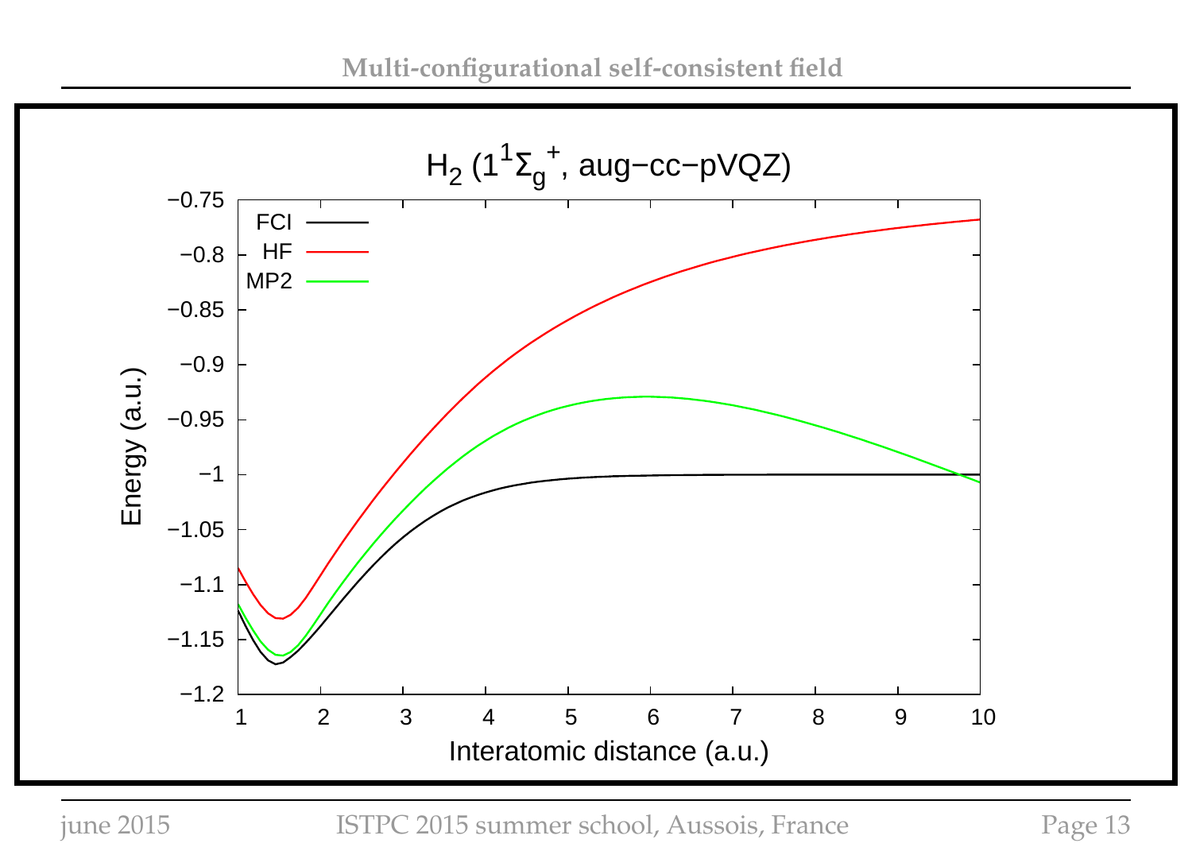# Multi-configurational self-consistent field

$H_2$ ($1^1\Sigma_g^+$, aug−cc−pVQZ)

| Legend |
| --- |
| FCI |
| HF |
| MP2 |

Energy (a.u.)

Interatomic distance (a.u.)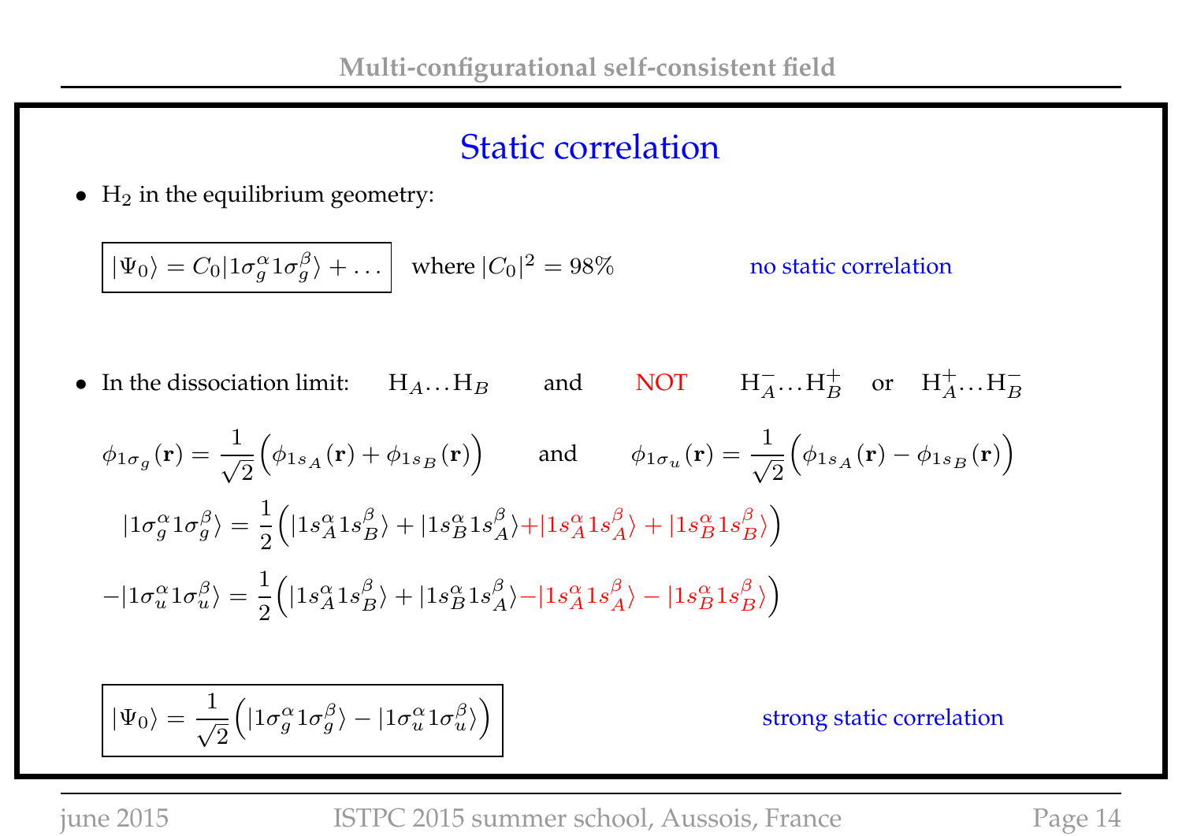## Static correlation

- $H_2$ in the equilibrium geometry:

$$|\Psi_0\rangle = C_0|1\sigma_g^\alpha 1\sigma_g^\beta\rangle + \ldots$$ where $|C_0|^2 = 98\%$ — no static correlation

- In the dissociation limit: $H_A \ldots H_B$ and NOT $H_A^- \ldots H_B^+$ or $H_A^+ \ldots H_B^-$

$$\phi_{1\sigma_g}(\mathbf{r}) = \frac{1}{\sqrt{2}}\Big(\phi_{1s_A}(\mathbf{r}) + \phi_{1s_B}(\mathbf{r})\Big) \quad \text{and} \quad \phi_{1\sigma_u}(\mathbf{r}) = \frac{1}{\sqrt{2}}\Big(\phi_{1s_A}(\mathbf{r}) - \phi_{1s_B}(\mathbf{r})\Big)$$

$$|1\sigma_g^\alpha 1\sigma_g^\beta\rangle = \frac{1}{2}\Big(|1s_A^\alpha 1s_B^\beta\rangle + |1s_B^\alpha 1s_A^\beta\rangle + |1s_A^\alpha 1s_A^\beta\rangle + |1s_B^\alpha 1s_B^\beta\rangle\Big)$$

$$-|1\sigma_u^\alpha 1\sigma_u^\beta\rangle = \frac{1}{2}\Big(|1s_A^\alpha 1s_B^\beta\rangle + |1s_B^\alpha 1s_A^\beta\rangle - |1s_A^\alpha 1s_A^\beta\rangle - |1s_B^\alpha 1s_B^\beta\rangle\Big)$$

$$|\Psi_0\rangle = \frac{1}{\sqrt{2}}\Big(|1\sigma_g^\alpha 1\sigma_g^\beta\rangle - |1\sigma_u^\alpha 1\sigma_u^\beta\rangle\Big)$$

strong static correlation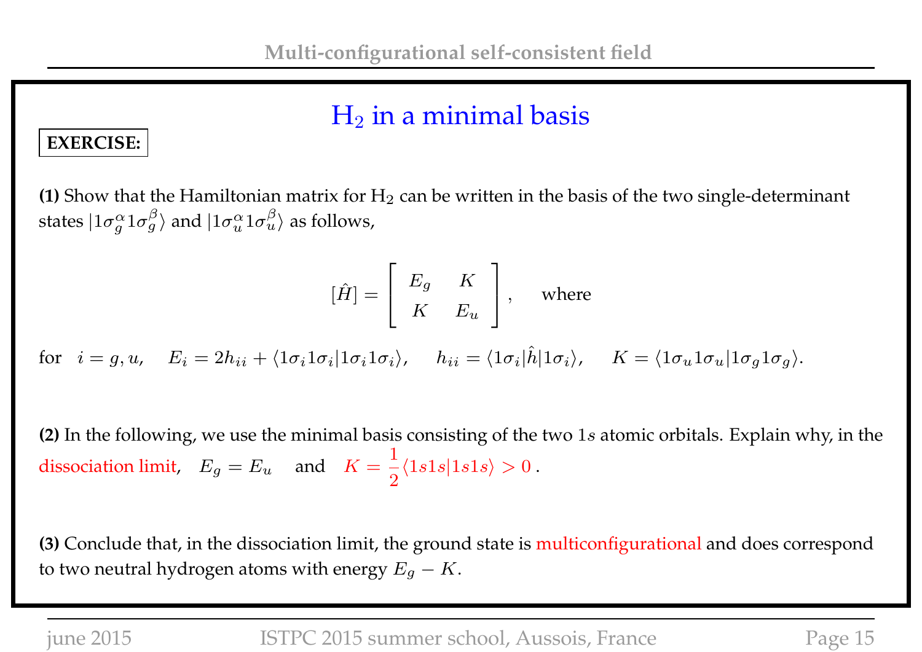## $H_2$ in a minimal basis

**EXERCISE:**

**(1)** Show that the Hamiltonian matrix for $H_2$ can be written in the basis of the two single-determinant states $|1\sigma_g^\alpha 1\sigma_g^\beta\rangle$ and $|1\sigma_u^\alpha 1\sigma_u^\beta\rangle$ as follows,

$$[\hat{H}] = \begin{bmatrix} E_g & K \\ K & E_u \end{bmatrix}, \quad \text{where}$$

for $\quad i = g, u, \quad E_i = 2h_{ii} + \langle 1\sigma_i 1\sigma_i | 1\sigma_i 1\sigma_i \rangle, \quad h_{ii} = \langle 1\sigma_i | \hat{h} | 1\sigma_i \rangle, \quad K = \langle 1\sigma_u 1\sigma_u | 1\sigma_g 1\sigma_g \rangle.$

**(2)** In the following, we use the minimal basis consisting of the two $1s$ atomic orbitals. Explain why, in the dissociation limit, $\quad E_g = E_u \quad$ and $\quad K = \dfrac{1}{2}\langle 1s1s|1s1s\rangle > 0$ .

**(3)** Conclude that, in the dissociation limit, the ground state is multiconfigurational and does correspond to two neutral hydrogen atoms with energy $E_g - K$.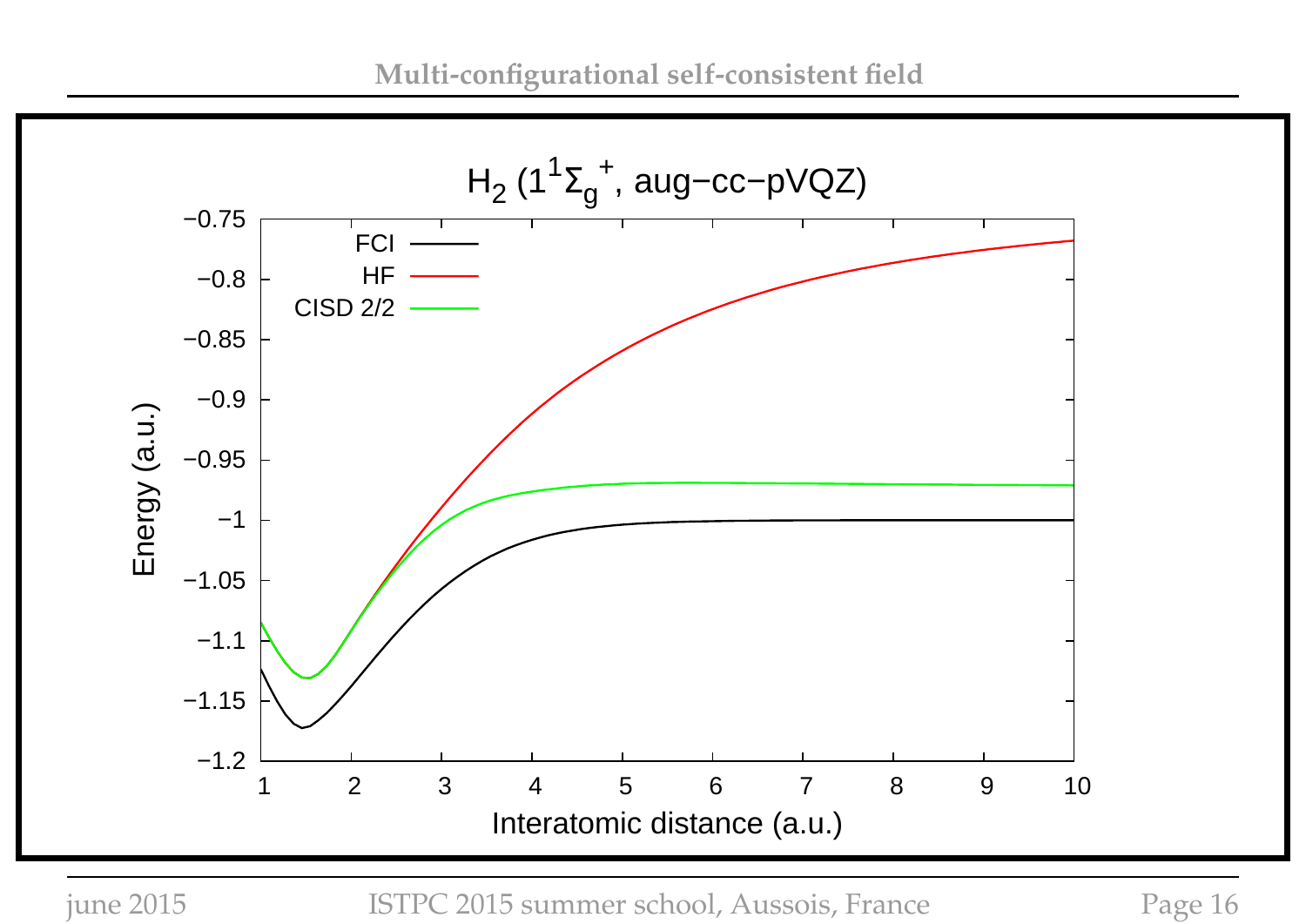$H_2$ ($1^1\Sigma_g^+$, aug−cc−pVQZ)

Legend: FCI, HF, CISD 2/2

Energy (a.u.)

Interatomic distance (a.u.)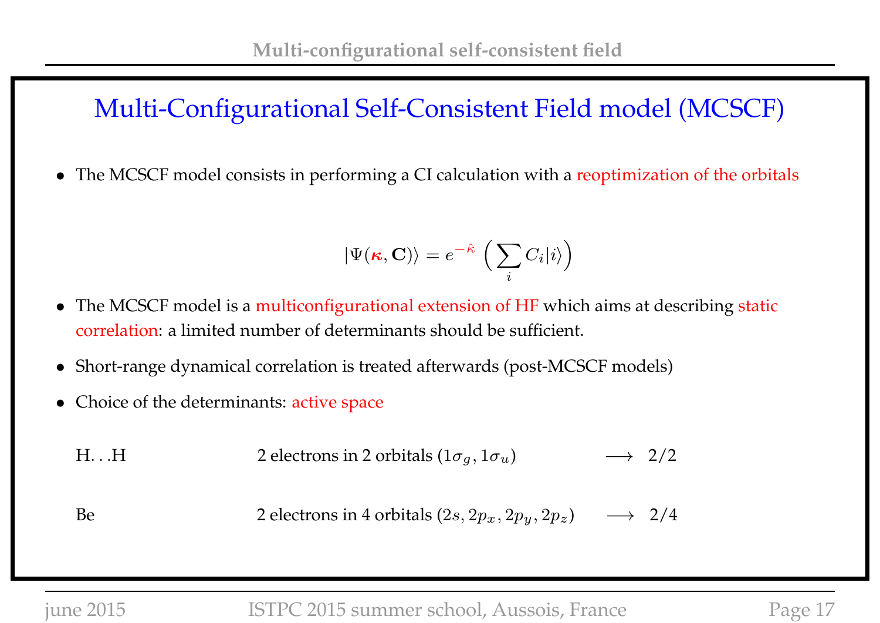# Multi-Configurational Self-Consistent Field model (MCSCF)

- The MCSCF model consists in performing a CI calculation with a reoptimization of the orbitals

$$|\Psi(\boldsymbol{\kappa}, \mathbf{C})\rangle = e^{-\hat{\kappa}} \left( \sum_i C_i |i\rangle \right)$$

- The MCSCF model is a multiconfigurational extension of HF which aims at describing static correlation: a limited number of determinants should be sufficient.
- Short-range dynamical correlation is treated afterwards (post-MCSCF models)
- Choice of the determinants: active space

| | | |
|---|---|---|
| H. . .H | 2 electrons in 2 orbitals $(1\sigma_g, 1\sigma_u)$ | $\longrightarrow$ 2/2 |
| Be | 2 electrons in 4 orbitals $(2s, 2p_x, 2p_y, 2p_z)$ | $\longrightarrow$ 2/4 |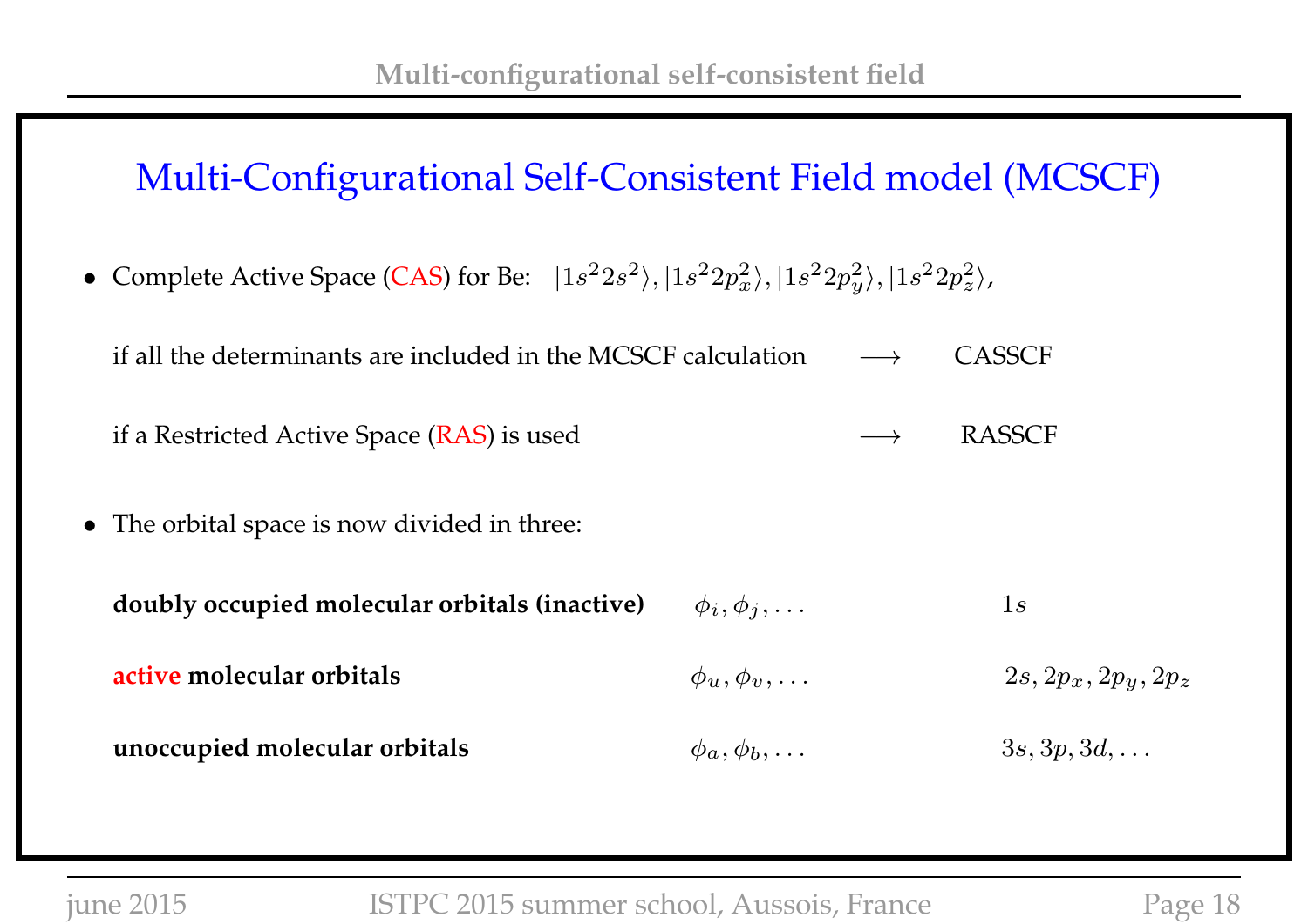# Multi-Configurational Self-Consistent Field model (MCSCF)

- Complete Active Space (CAS) for Be: $|1s^2 2s^2\rangle, |1s^2 2p_x^2\rangle, |1s^2 2p_y^2\rangle, |1s^2 2p_z^2\rangle$,

  if all the determinants are included in the MCSCF calculation $\longrightarrow$ CASSCF

  if a Restricted Active Space (RAS) is used $\longrightarrow$ RASSCF

- The orbital space is now divided in three:

| | | |
|---|---|---|
| **doubly occupied molecular orbitals (inactive)** | $\phi_i, \phi_j, \ldots$ | $1s$ |
| **active molecular orbitals** | $\phi_u, \phi_v, \ldots$ | $2s, 2p_x, 2p_y, 2p_z$ |
| **unoccupied molecular orbitals** | $\phi_a, \phi_b, \ldots$ | $3s, 3p, 3d, \ldots$ |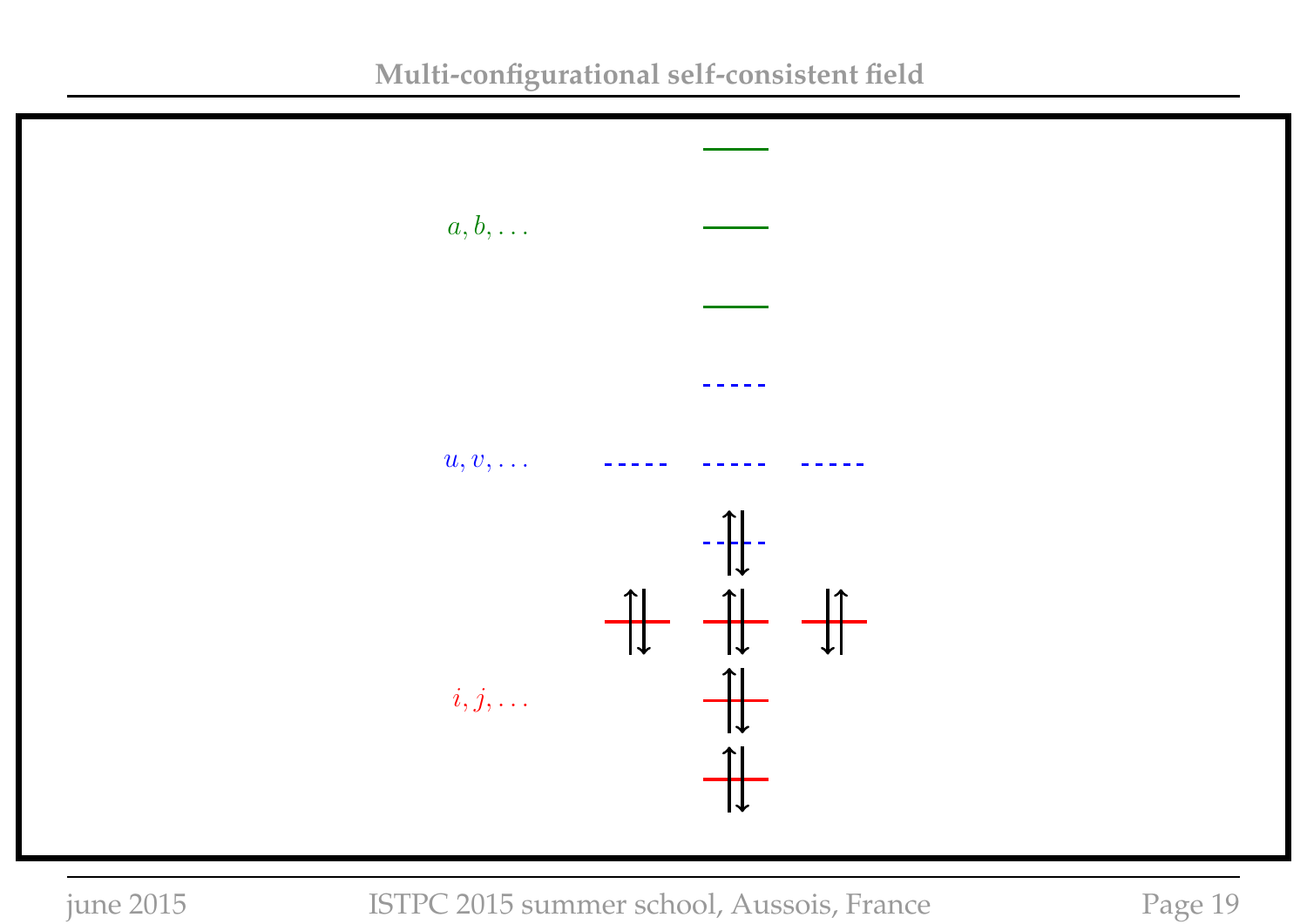## Multi-configurational self-consistent field

$a, b, \ldots$

$u, v, \ldots$

$i, j, \ldots$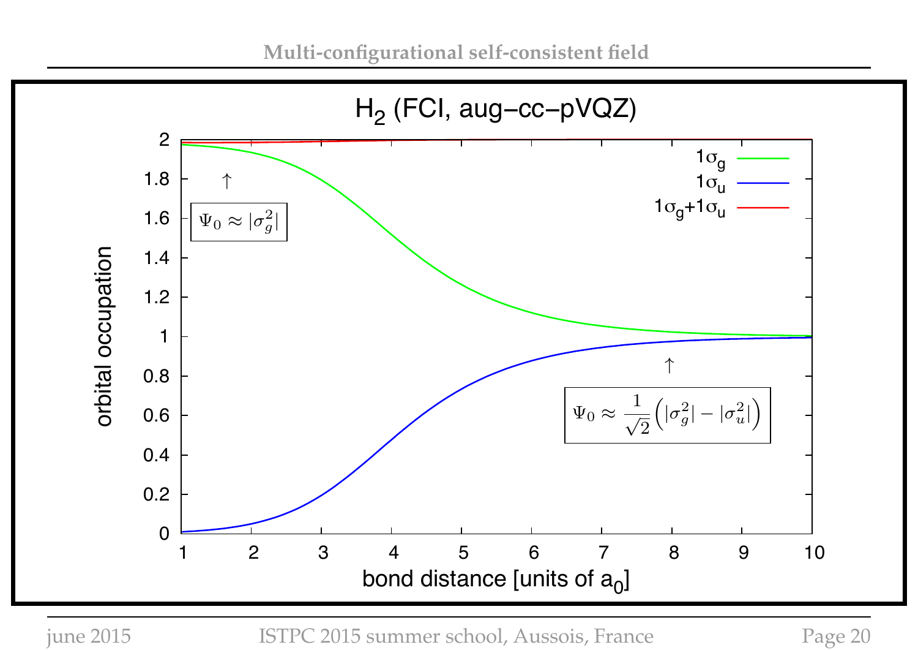## H$_2$ (FCI, aug−cc−pVQZ)

Legend: $1\sigma_g$, $1\sigma_u$, $1\sigma_g + 1\sigma_u$

y-axis: orbital occupation (0 to 2)

x-axis: bond distance [units of $a_0$] (1 to 10)

$$\Psi_0 \approx |\sigma_g^2|$$

$$\Psi_0 \approx \frac{1}{\sqrt{2}}\Big(|\sigma_g^2| - |\sigma_u^2|\Big)$$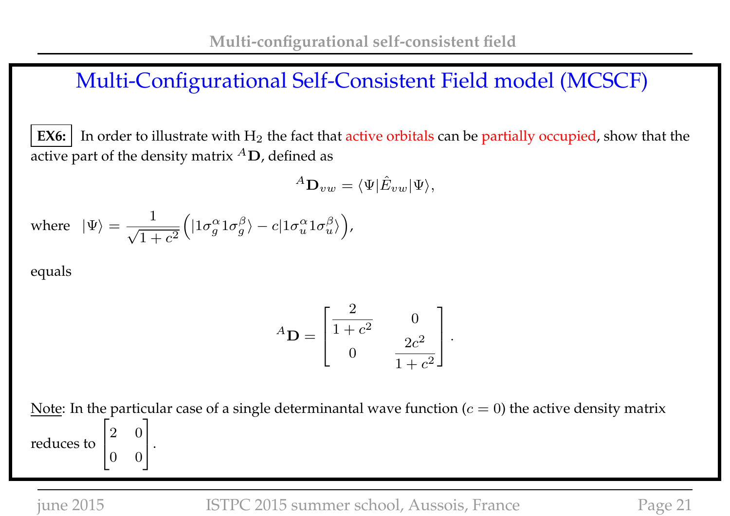# Multi-Configurational Self-Consistent Field model (MCSCF)

**EX6:** In order to illustrate with $H_2$ the fact that active orbitals can be partially occupied, show that the active part of the density matrix ${}^{A}\mathbf{D}$, defined as

$${}^{A}\mathbf{D}_{vw} = \langle\Psi|\hat{E}_{vw}|\Psi\rangle,$$

where $|\Psi\rangle = \dfrac{1}{\sqrt{1+c^2}}\Big(|1\sigma_g^{\alpha}1\sigma_g^{\beta}\rangle - c|1\sigma_u^{\alpha}1\sigma_u^{\beta}\rangle\Big)$,

equals

$${}^{A}\mathbf{D} = \begin{bmatrix} \dfrac{2}{1+c^2} & 0 \\ 0 & \dfrac{2c^2}{1+c^2} \end{bmatrix}.$$

Note: In the particular case of a single determinantal wave function ($c = 0$) the active density matrix reduces to $\begin{bmatrix} 2 & 0 \\ 0 & 0 \end{bmatrix}$.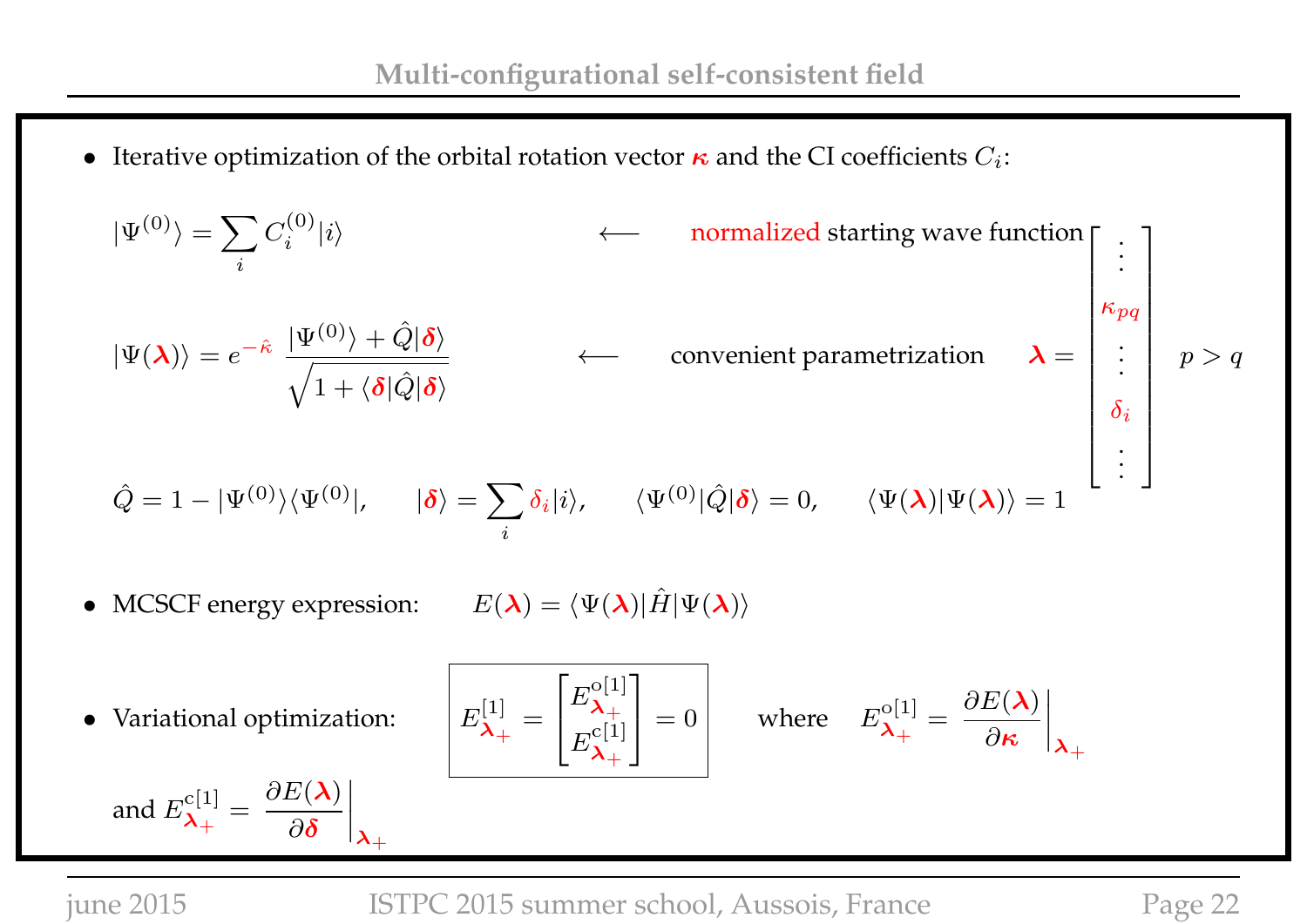## Multi-configurational self-consistent field

- Iterative optimization of the orbital rotation vector $\boldsymbol{\kappa}$ and the CI coefficients $C_i$:

$$|\Psi^{(0)}\rangle = \sum_i C_i^{(0)} |i\rangle \qquad \longleftarrow \qquad \text{normalized starting wave function}$$

$$|\Psi(\boldsymbol{\lambda})\rangle = e^{-\hat{\kappa}} \; \frac{|\Psi^{(0)}\rangle + \hat{Q}|\boldsymbol{\delta}\rangle}{\sqrt{1 + \langle \boldsymbol{\delta}|\hat{Q}|\boldsymbol{\delta}\rangle}} \qquad \longleftarrow \qquad \text{convenient parametrization} \qquad \boldsymbol{\lambda} = \begin{bmatrix} \vdots \\ \kappa_{pq} \\ \vdots \\ \delta_i \\ \vdots \end{bmatrix} \quad p > q$$

$$\hat{Q} = 1 - |\Psi^{(0)}\rangle\langle\Psi^{(0)}|, \qquad |\boldsymbol{\delta}\rangle = \sum_i \delta_i |i\rangle, \qquad \langle \Psi^{(0)}|\hat{Q}|\boldsymbol{\delta}\rangle = 0, \qquad \langle \Psi(\boldsymbol{\lambda})|\Psi(\boldsymbol{\lambda})\rangle = 1$$

- MCSCF energy expression: $\qquad E(\boldsymbol{\lambda}) = \langle \Psi(\boldsymbol{\lambda})|\hat{H}|\Psi(\boldsymbol{\lambda})\rangle$

- Variational optimization:

$$\boxed{E^{[1]}_{\boldsymbol{\lambda}_+} = \begin{bmatrix} E^{\text{o}[1]}_{\boldsymbol{\lambda}_+} \\ E^{\text{c}[1]}_{\boldsymbol{\lambda}_+} \end{bmatrix} = 0} \qquad \text{where} \qquad E^{\text{o}[1]}_{\boldsymbol{\lambda}_+} = \left.\frac{\partial E(\boldsymbol{\lambda})}{\partial \boldsymbol{\kappa}}\right|_{\boldsymbol{\lambda}_+}$$

and $E^{\text{c}[1]}_{\boldsymbol{\lambda}_+} = \left.\dfrac{\partial E(\boldsymbol{\lambda})}{\partial \boldsymbol{\delta}}\right|_{\boldsymbol{\lambda}_+}$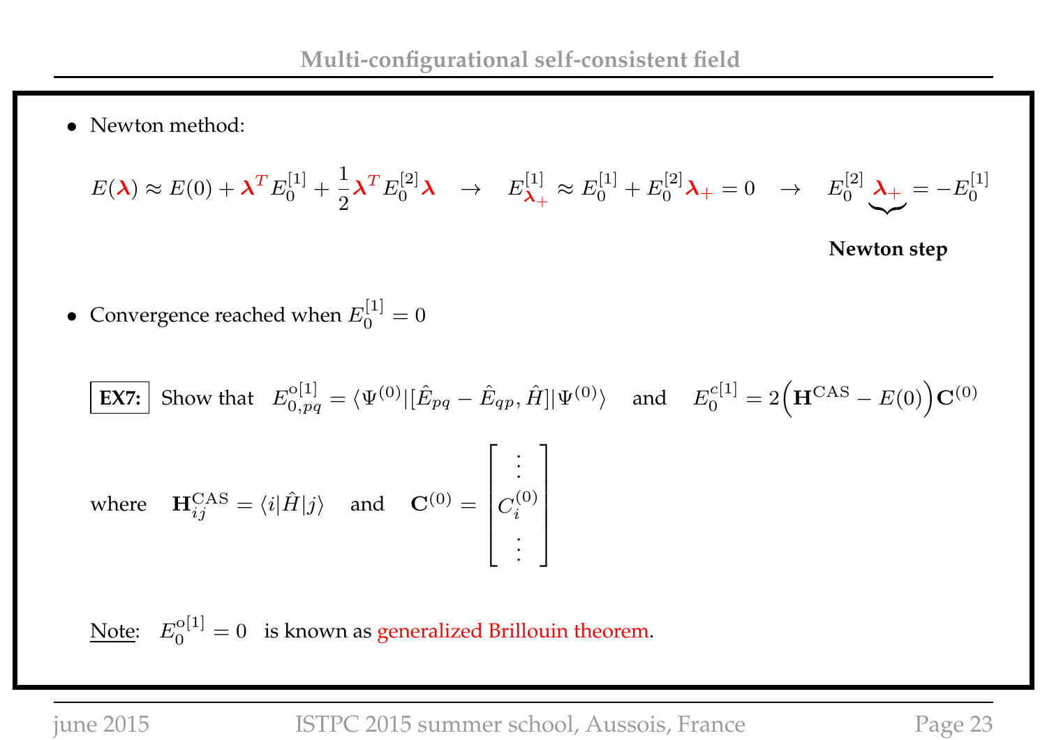- Newton method:

$$E(\boldsymbol{\lambda}) \approx E(0) + \boldsymbol{\lambda}^T E_0^{[1]} + \frac{1}{2}\boldsymbol{\lambda}^T E_0^{[2]}\boldsymbol{\lambda} \quad \rightarrow \quad E_{\boldsymbol{\lambda}_+}^{[1]} \approx E_0^{[1]} + E_0^{[2]}\boldsymbol{\lambda}_+ = 0 \quad \rightarrow \quad E_0^{[2]} \underbrace{\boldsymbol{\lambda}_+}_{} = -E_0^{[1]}$$

**Newton step**

- Convergence reached when $E_0^{[1]} = 0$

**EX7:** Show that $E_{0,pq}^{\mathrm{o}[1]} = \langle \Psi^{(0)} | [\hat{E}_{pq} - \hat{E}_{qp}, \hat{H}] | \Psi^{(0)} \rangle$ and $E_0^{c[1]} = 2\Big(\mathbf{H}^{\mathrm{CAS}} - E(0)\Big)\mathbf{C}^{(0)}$

where $\mathbf{H}_{ij}^{\mathrm{CAS}} = \langle i | \hat{H} | j \rangle$ and $\mathbf{C}^{(0)} = \begin{bmatrix} \vdots \\ C_i^{(0)} \\ \vdots \end{bmatrix}$

Note: $E_0^{\mathrm{o}[1]} = 0$ is known as generalized Brillouin theorem.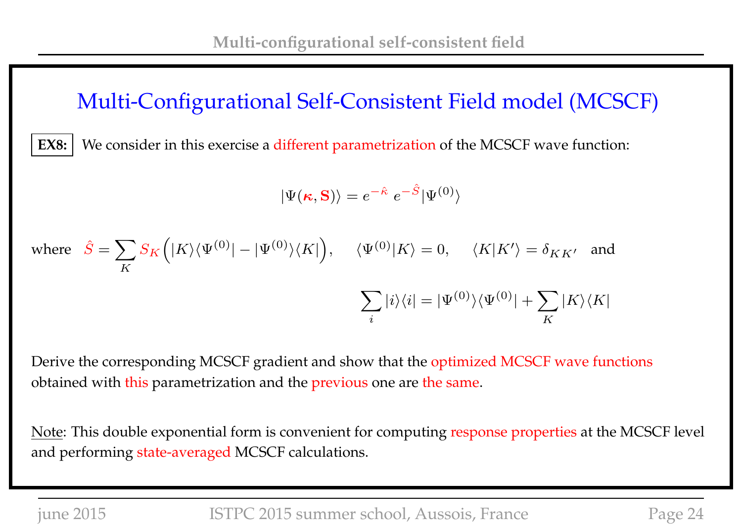# Multi-Configurational Self-Consistent Field model (MCSCF)

**EX8:** We consider in this exercise a different parametrization of the MCSCF wave function:

$$|\Psi(\boldsymbol{\kappa}, \mathbf{S})\rangle = e^{-\hat{\kappa}}\, e^{-\hat{S}}|\Psi^{(0)}\rangle$$

where $\hat{S} = \sum_K S_K \Big(|K\rangle\langle\Psi^{(0)}| - |\Psi^{(0)}\rangle\langle K|\Big)$, $\quad \langle\Psi^{(0)}|K\rangle = 0, \quad \langle K|K'\rangle = \delta_{KK'}$ and

$$\sum_i |i\rangle\langle i| = |\Psi^{(0)}\rangle\langle\Psi^{(0)}| + \sum_K |K\rangle\langle K|$$

Derive the corresponding MCSCF gradient and show that the optimized MCSCF wave functions obtained with this parametrization and the previous one are the same.

Note: This double exponential form is convenient for computing response properties at the MCSCF level and performing state-averaged MCSCF calculations.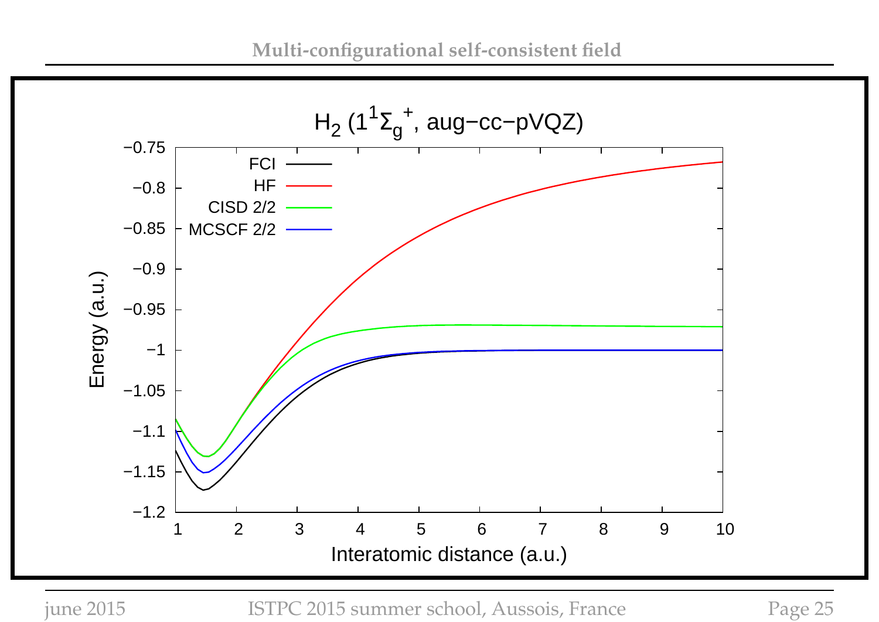# Multi-configurational self-consistent field

$H_2$ ($1^1\Sigma_g^+$, aug−cc−pVQZ)

Legend: FCI, HF, CISD 2/2, MCSCF 2/2

Energy (a.u.) vs. Interatomic distance (a.u.)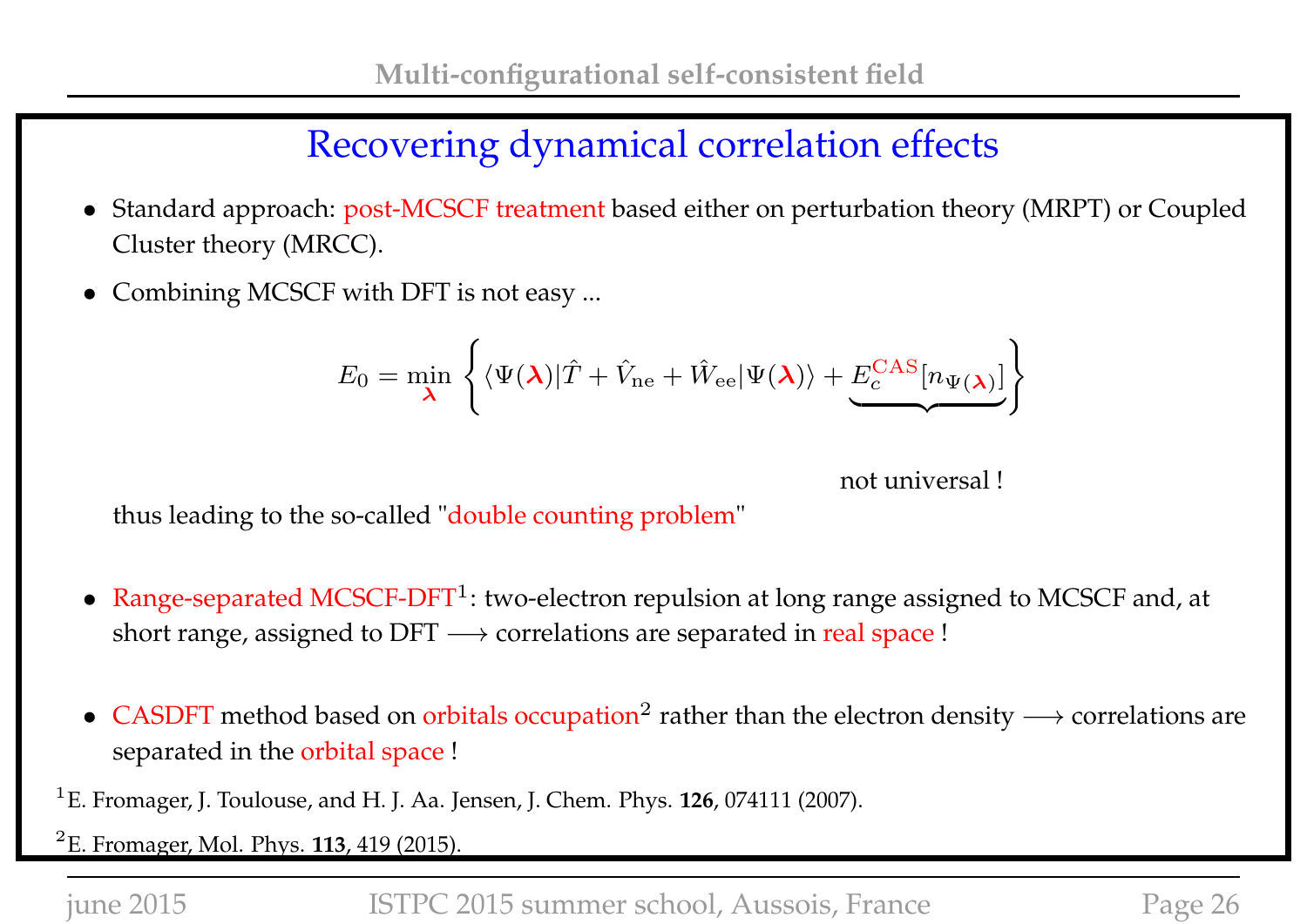## Recovering dynamical correlation effects

- Standard approach: post-MCSCF treatment based either on perturbation theory (MRPT) or Coupled Cluster theory (MRCC).
- Combining MCSCF with DFT is not easy ...

$$E_0 = \min_{\boldsymbol{\lambda}} \left\{ \langle \Psi(\boldsymbol{\lambda}) | \hat{T} + \hat{V}_{\rm ne} + \hat{W}_{\rm ee} | \Psi(\boldsymbol{\lambda}) \rangle + \underbrace{E_c^{\rm CAS}[n_{\Psi(\boldsymbol{\lambda})}]}_{\text{not universal !}} \right\}$$

thus leading to the so-called "double counting problem"

- Range-separated MCSCF-DFT[1]: two-electron repulsion at long range assigned to MCSCF and, at short range, assigned to DFT $\longrightarrow$ correlations are separated in real space !

- CASDFT method based on orbitals occupation[2] rather than the electron density $\longrightarrow$ correlations are separated in the orbital space !

[1] E. Fromager, J. Toulouse, and H. J. Aa. Jensen, J. Chem. Phys. **126**, 074111 (2007).

[2] E. Fromager, Mol. Phys. **113**, 419 (2015).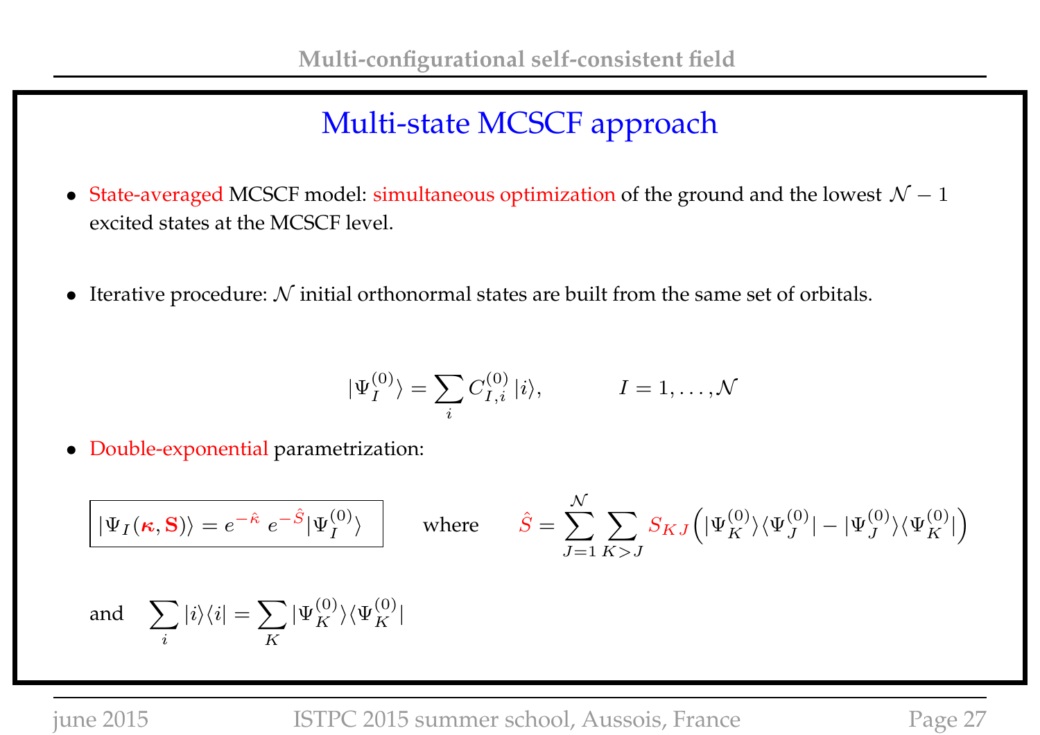## Multi-state MCSCF approach

- State-averaged MCSCF model: simultaneous optimization of the ground and the lowest $\mathcal{N}-1$ excited states at the MCSCF level.

- Iterative procedure: $\mathcal{N}$ initial orthonormal states are built from the same set of orbitals.

$$|\Psi_I^{(0)}\rangle = \sum_i C_{I,i}^{(0)}\,|i\rangle, \qquad I = 1,\ldots,\mathcal{N}$$

- Double-exponential parametrization:

$$\boxed{|\Psi_I(\boldsymbol{\kappa},\mathbf{S})\rangle = e^{-\hat{\kappa}}\;e^{-\hat{S}}|\Psi_I^{(0)}\rangle} \qquad \text{where} \qquad \hat{S} = \sum_{J=1}^{\mathcal{N}}\sum_{K>J} S_{KJ}\Big(|\Psi_K^{(0)}\rangle\langle\Psi_J^{(0)}| - |\Psi_J^{(0)}\rangle\langle\Psi_K^{(0)}|\Big)$$

and $\quad \displaystyle\sum_i |i\rangle\langle i| = \sum_K |\Psi_K^{(0)}\rangle\langle\Psi_K^{(0)}|$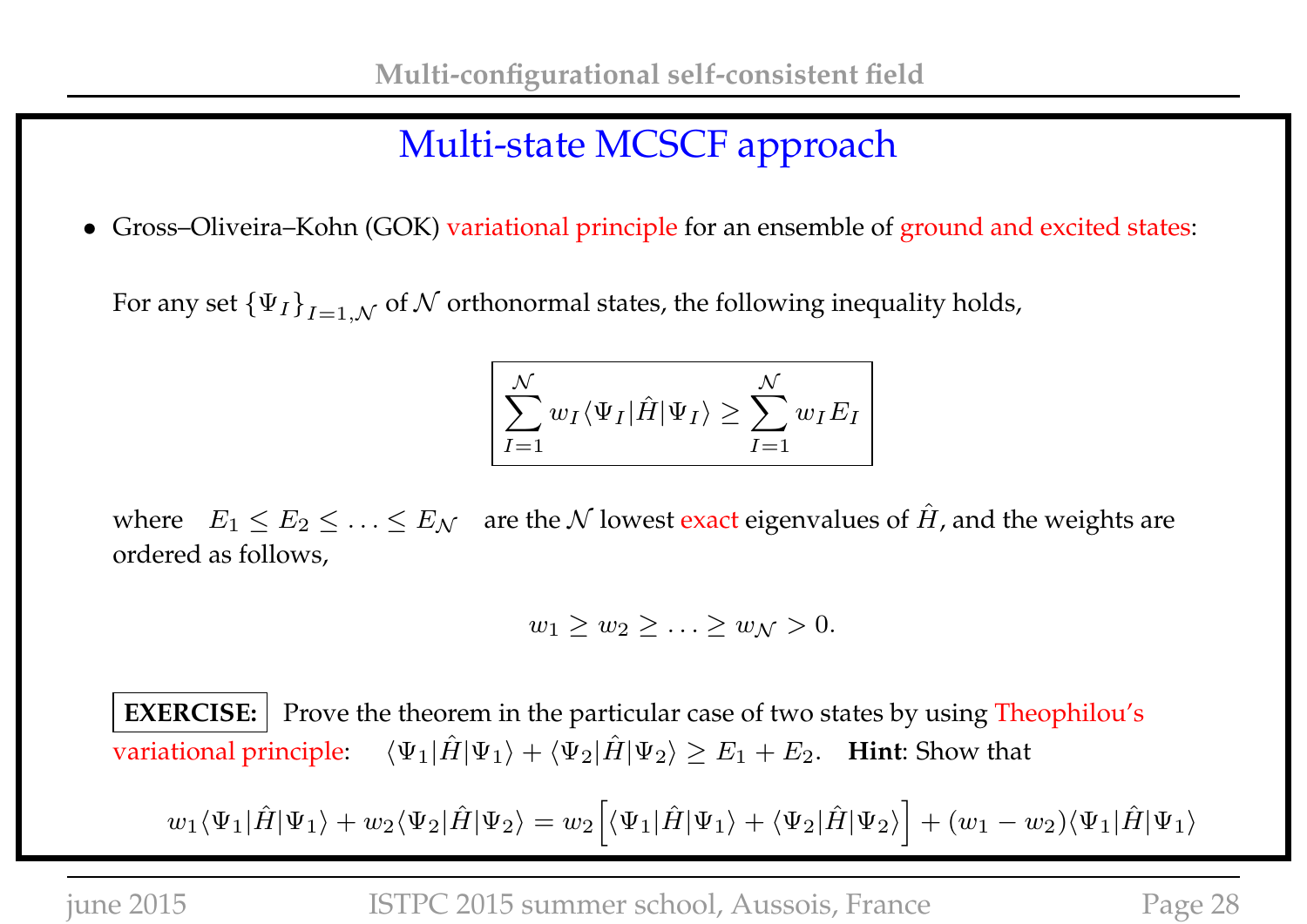# Multi-state MCSCF approach

- Gross–Oliveira–Kohn (GOK) variational principle for an ensemble of ground and excited states:

  For any set $\{\Psi_I\}_{I=1,\mathcal{N}}$ of $\mathcal{N}$ orthonormal states, the following inequality holds,

$$
\boxed{\sum_{I=1}^{\mathcal{N}} w_I \langle \Psi_I | \hat{H} | \Psi_I \rangle \geq \sum_{I=1}^{\mathcal{N}} w_I E_I}
$$

  where $\quad E_1 \leq E_2 \leq \ldots \leq E_{\mathcal{N}} \quad$ are the $\mathcal{N}$ lowest exact eigenvalues of $\hat{H}$, and the weights are ordered as follows,

$$
w_1 \geq w_2 \geq \ldots \geq w_{\mathcal{N}} > 0.
$$

**EXERCISE:** Prove the theorem in the particular case of two states by using Theophilou's variational principle: $\quad \langle \Psi_1 | \hat{H} | \Psi_1 \rangle + \langle \Psi_2 | \hat{H} | \Psi_2 \rangle \geq E_1 + E_2$. **Hint**: Show that

$$
w_1 \langle \Psi_1 | \hat{H} | \Psi_1 \rangle + w_2 \langle \Psi_2 | \hat{H} | \Psi_2 \rangle = w_2 \Big[ \langle \Psi_1 | \hat{H} | \Psi_1 \rangle + \langle \Psi_2 | \hat{H} | \Psi_2 \rangle \Big] + (w_1 - w_2) \langle \Psi_1 | \hat{H} | \Psi_1 \rangle
$$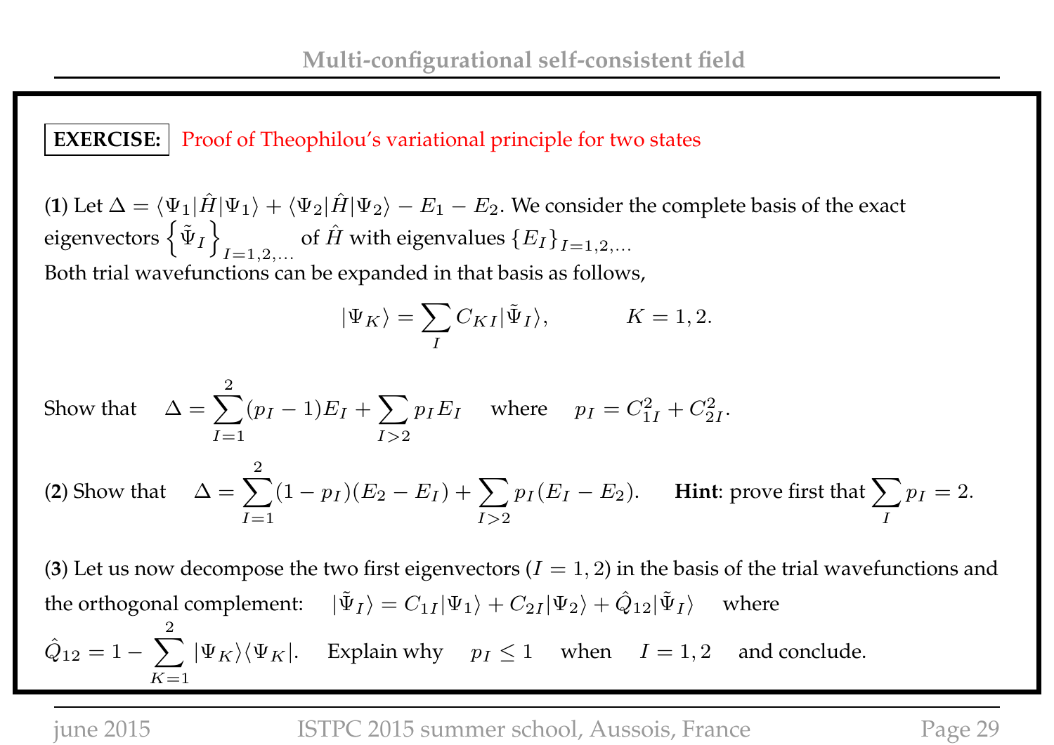**EXERCISE:** Proof of Theophilou's variational principle for two states

(**1**) Let $\Delta = \langle\Psi_1|\hat{H}|\Psi_1\rangle + \langle\Psi_2|\hat{H}|\Psi_2\rangle - E_1 - E_2$. We consider the complete basis of the exact eigenvectors $\left\{\tilde{\Psi}_I\right\}_{I=1,2,\ldots}$ of $\hat{H}$ with eigenvalues $\{E_I\}_{I=1,2,\ldots}$

Both trial wavefunctions can be expanded in that basis as follows,

$$|\Psi_K\rangle = \sum_I C_{KI}|\tilde{\Psi}_I\rangle, \qquad K = 1, 2.$$

Show that $\quad \Delta = \displaystyle\sum_{I=1}^{2}(p_I - 1)E_I + \sum_{I>2} p_I E_I \quad$ where $\quad p_I = C_{1I}^2 + C_{2I}^2$.

(**2**) Show that $\quad \Delta = \displaystyle\sum_{I=1}^{2}(1 - p_I)(E_2 - E_I) + \sum_{I>2} p_I(E_I - E_2)$. $\quad$ **Hint**: prove first that $\displaystyle\sum_I p_I = 2$.

(**3**) Let us now decompose the two first eigenvectors ($I = 1, 2$) in the basis of the trial wavefunctions and the orthogonal complement: $\quad |\tilde{\Psi}_I\rangle = C_{1I}|\Psi_1\rangle + C_{2I}|\Psi_2\rangle + \hat{Q}_{12}|\tilde{\Psi}_I\rangle \quad$ where $\hat{Q}_{12} = 1 - \displaystyle\sum_{K=1}^{2}|\Psi_K\rangle\langle\Psi_K|$. $\quad$ Explain why $\quad p_I \leq 1 \quad$ when $\quad I = 1, 2 \quad$ and conclude.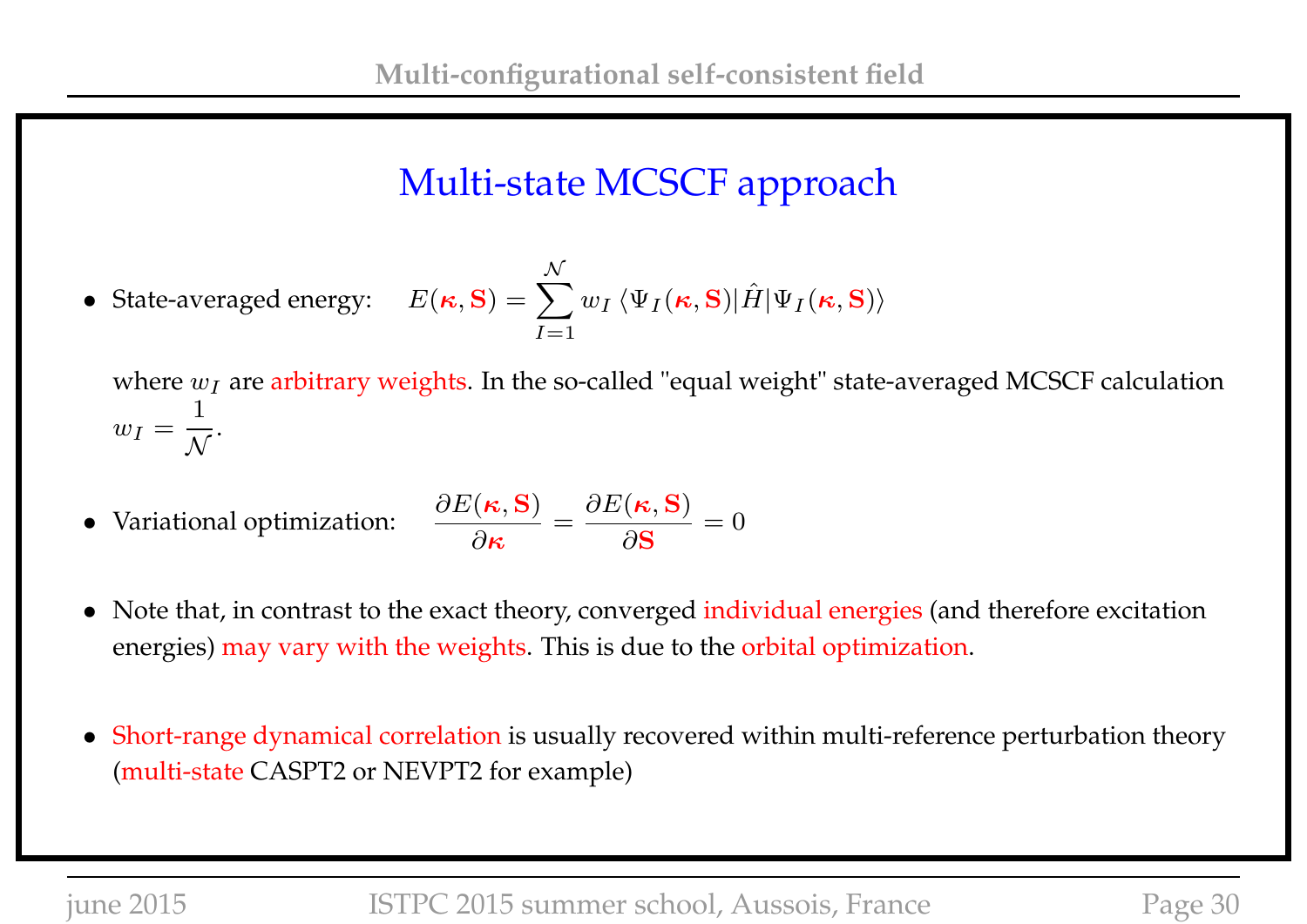## Multi-state MCSCF approach

- State-averaged energy: $E(\boldsymbol{\kappa}, \mathbf{S}) = \sum_{I=1}^{\mathcal{N}} w_I \, \langle \Psi_I(\boldsymbol{\kappa}, \mathbf{S}) | \hat{H} | \Psi_I(\boldsymbol{\kappa}, \mathbf{S}) \rangle$

  where $w_I$ are arbitrary weights. In the so-called "equal weight" state-averaged MCSCF calculation $w_I = \dfrac{1}{\mathcal{N}}$.

- Variational optimization: $\dfrac{\partial E(\boldsymbol{\kappa}, \mathbf{S})}{\partial \boldsymbol{\kappa}} = \dfrac{\partial E(\boldsymbol{\kappa}, \mathbf{S})}{\partial \mathbf{S}} = 0$

- Note that, in contrast to the exact theory, converged individual energies (and therefore excitation energies) may vary with the weights. This is due to the orbital optimization.

- Short-range dynamical correlation is usually recovered within multi-reference perturbation theory (multi-state CASPT2 or NEVPT2 for example)